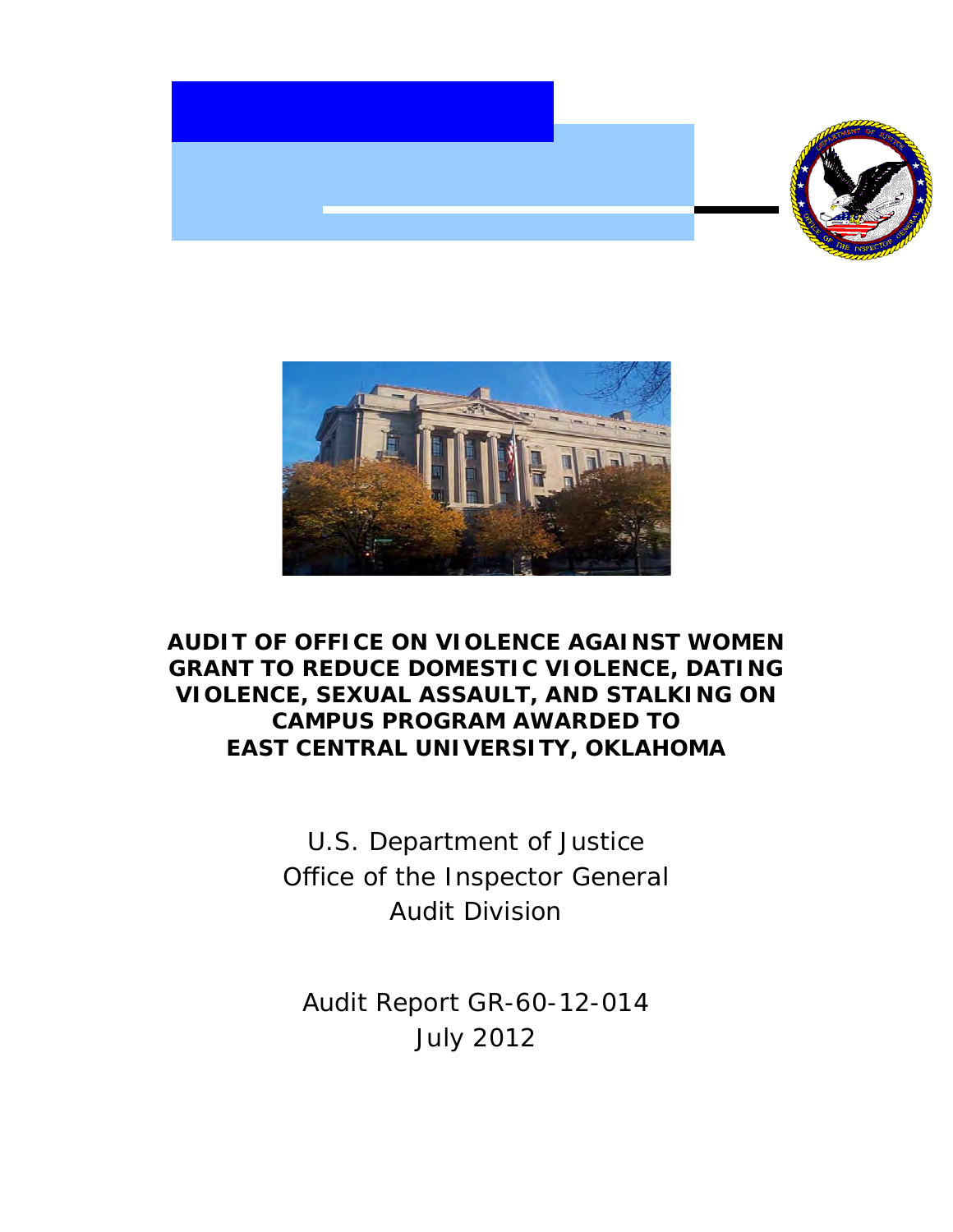# AUDIT OF OFFICE ON VIOLENCE AGAINST WOMEN GRANT TO REDUCE DOMESTIC VIOLENCE, DATING VIOLENCE, SEXUAL ASSAULT, AND STALKING ON CAMPUS PROGRAM AWARDED TO EAST CENTRAL UNIVERSITY, OKLAHOMA

U.S. Department of Justice
Office of the Inspector General
Audit Division

Audit Report GR-60-12-014
July 2012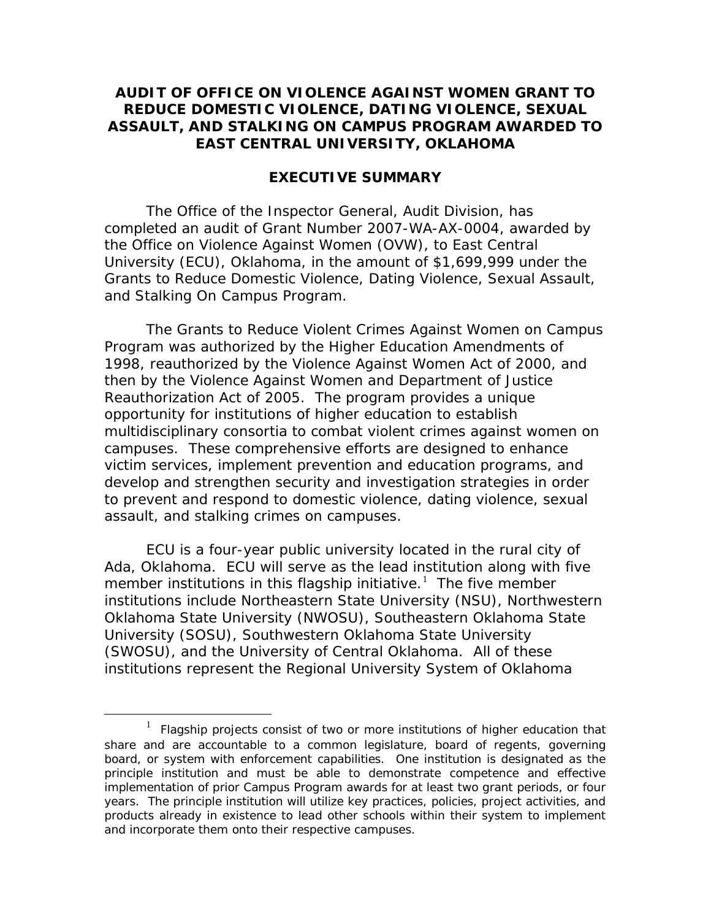# AUDIT OF OFFICE ON VIOLENCE AGAINST WOMEN GRANT TO REDUCE DOMESTIC VIOLENCE, DATING VIOLENCE, SEXUAL ASSAULT, AND STALKING ON CAMPUS PROGRAM AWARDED TO EAST CENTRAL UNIVERSITY, OKLAHOMA

## EXECUTIVE SUMMARY

The Office of the Inspector General, Audit Division, has completed an audit of Grant Number 2007-WA-AX-0004, awarded by the Office on Violence Against Women (OVW), to East Central University (ECU), Oklahoma, in the amount of $1,699,999 under the Grants to Reduce Domestic Violence, Dating Violence, Sexual Assault, and Stalking On Campus Program.

The Grants to Reduce Violent Crimes Against Women on Campus Program was authorized by the Higher Education Amendments of 1998, reauthorized by the Violence Against Women Act of 2000, and then by the Violence Against Women and Department of Justice Reauthorization Act of 2005. The program provides a unique opportunity for institutions of higher education to establish multidisciplinary consortia to combat violent crimes against women on campuses. These comprehensive efforts are designed to enhance victim services, implement prevention and education programs, and develop and strengthen security and investigation strategies in order to prevent and respond to domestic violence, dating violence, sexual assault, and stalking crimes on campuses.

ECU is a four-year public university located in the rural city of Ada, Oklahoma. ECU will serve as the lead institution along with five member institutions in this flagship initiative.[1] The five member institutions include Northeastern State University (NSU), Northwestern Oklahoma State University (NWOSU), Southeastern Oklahoma State University (SOSU), Southwestern Oklahoma State University (SWOSU), and the University of Central Oklahoma. All of these institutions represent the Regional University System of Oklahoma

[1] Flagship projects consist of two or more institutions of higher education that share and are accountable to a common legislature, board of regents, governing board, or system with enforcement capabilities. One institution is designated as the principle institution and must be able to demonstrate competence and effective implementation of prior Campus Program awards for at least two grant periods, or four years. The principle institution will utilize key practices, policies, project activities, and products already in existence to lead other schools within their system to implement and incorporate them onto their respective campuses.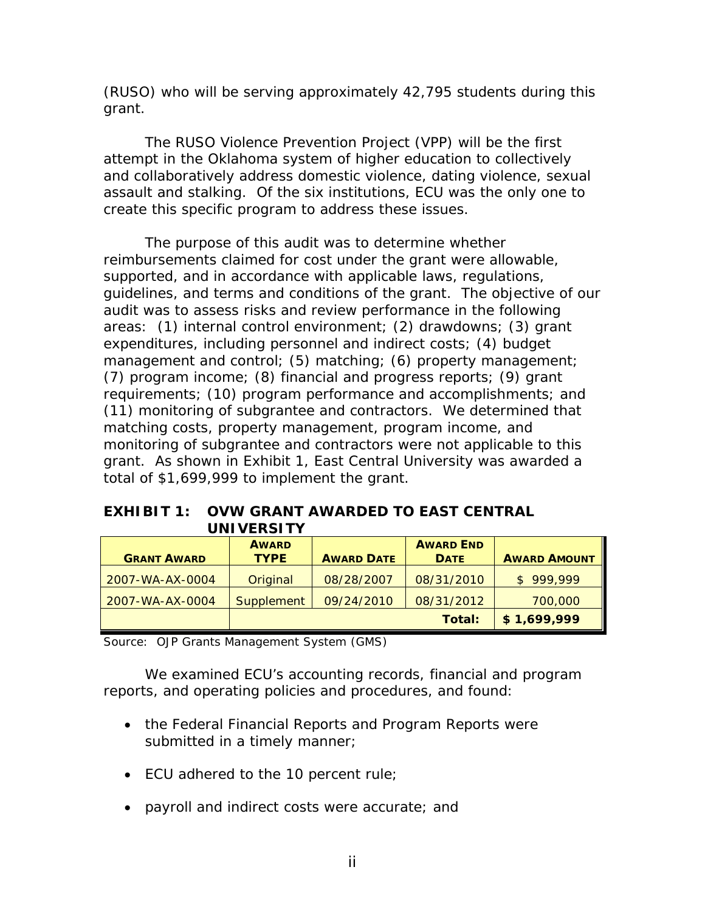(RUSO) who will be serving approximately 42,795 students during this grant.

The RUSO Violence Prevention Project (VPP) will be the first attempt in the Oklahoma system of higher education to collectively and collaboratively address domestic violence, dating violence, sexual assault and stalking. Of the six institutions, ECU was the only one to create this specific program to address these issues.

The purpose of this audit was to determine whether reimbursements claimed for cost under the grant were allowable, supported, and in accordance with applicable laws, regulations, guidelines, and terms and conditions of the grant. The objective of our audit was to assess risks and review performance in the following areas: (1) internal control environment; (2) drawdowns; (3) grant expenditures, including personnel and indirect costs; (4) budget management and control; (5) matching; (6) property management; (7) program income; (8) financial and progress reports; (9) grant requirements; (10) program performance and accomplishments; and (11) monitoring of subgrantee and contractors. We determined that matching costs, property management, program income, and monitoring of subgrantee and contractors were not applicable to this grant. As shown in Exhibit 1, East Central University was awarded a total of $1,699,999 to implement the grant.

**EXHIBIT 1: OVW GRANT AWARDED TO EAST CENTRAL UNIVERSITY**

| GRANT AWARD | AWARD TYPE | AWARD DATE | AWARD END DATE | AWARD AMOUNT |
|---|---|---|---|---|
| 2007-WA-AX-0004 | Original | 08/28/2007 | 08/31/2010 | $ 999,999 |
| 2007-WA-AX-0004 | Supplement | 09/24/2010 | 08/31/2012 | 700,000 |
| | | | **Total:** | **$ 1,699,999** |

Source: OJP Grants Management System (GMS)

We examined ECU's accounting records, financial and program reports, and operating policies and procedures, and found:

- the Federal Financial Reports and Program Reports were submitted in a timely manner;
- ECU adhered to the 10 percent rule;
- payroll and indirect costs were accurate; and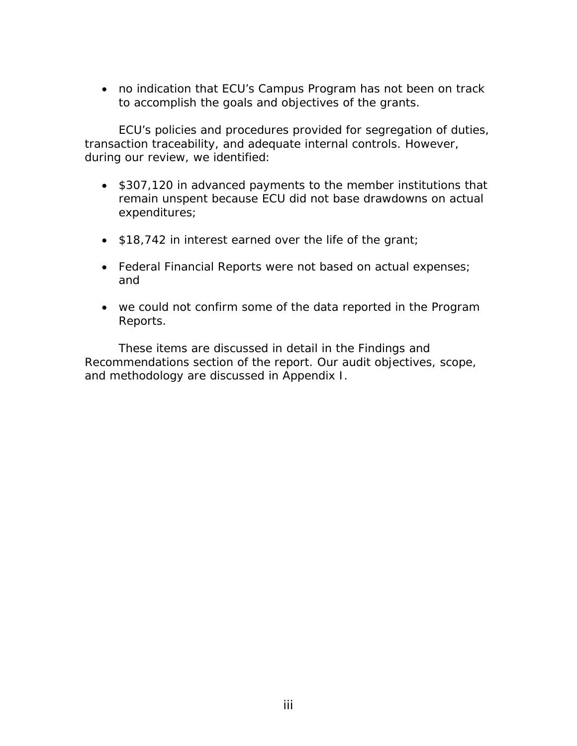- no indication that ECU's Campus Program has not been on track to accomplish the goals and objectives of the grants.

ECU's policies and procedures provided for segregation of duties, transaction traceability, and adequate internal controls. However, during our review, we identified:

- $307,120 in advanced payments to the member institutions that remain unspent because ECU did not base drawdowns on actual expenditures;
- $18,742 in interest earned over the life of the grant;
- Federal Financial Reports were not based on actual expenses; and
- we could not confirm some of the data reported in the Program Reports.

These items are discussed in detail in the Findings and Recommendations section of the report. Our audit objectives, scope, and methodology are discussed in Appendix I.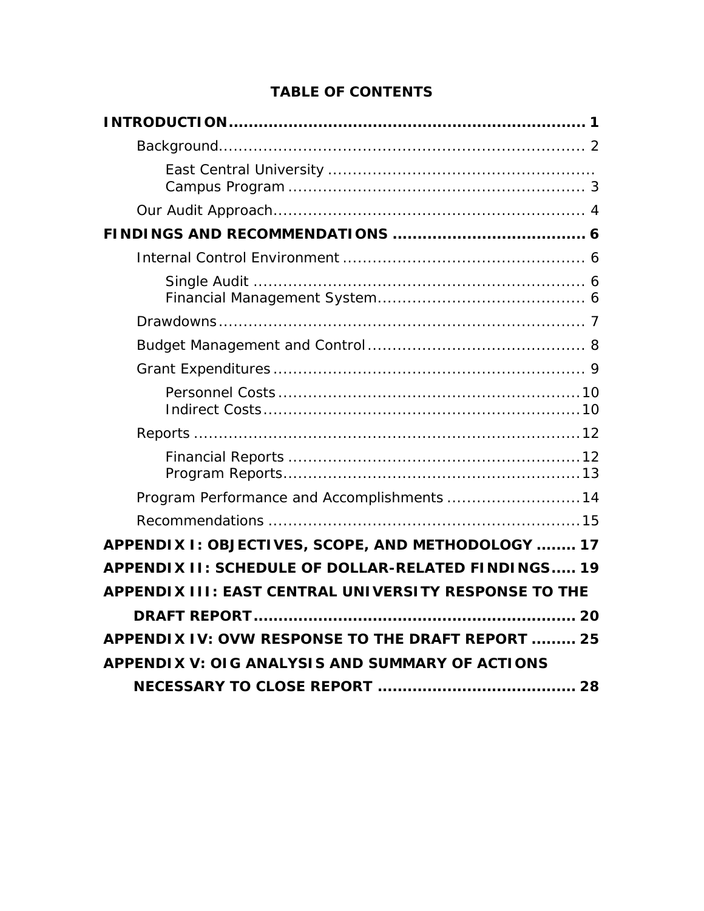**TABLE OF CONTENTS**

**INTRODUCTION** ........................................................................ 1

- Background........................................................................ 2
  - East Central University Campus Program ........................................................ 3
- Our Audit Approach.............................................................. 4

**FINDINGS AND RECOMMENDATIONS** ...................................... 6

- Internal Control Environment ................................................ 6
  - Single Audit ................................................................. 6
  - Financial Management System......................................... 6
- Drawdowns......................................................................... 7
- Budget Management and Control........................................... 8
- Grant Expenditures .............................................................. 9
  - Personnel Costs ............................................................ 10
  - Indirect Costs............................................................... 10
- Reports ............................................................................. 12
  - Financial Reports .......................................................... 12
  - Program Reports........................................................... 13
- Program Performance and Accomplishments .......................... 14
- Recommendations ............................................................... 15

**APPENDIX I: OBJECTIVES, SCOPE, AND METHODOLOGY** ........ 17

**APPENDIX II: SCHEDULE OF DOLLAR-RELATED FINDINGS**..... 19

**APPENDIX III: EAST CENTRAL UNIVERSITY RESPONSE TO THE DRAFT REPORT** ................................................................ 20

**APPENDIX IV: OVW RESPONSE TO THE DRAFT REPORT** ......... 25

**APPENDIX V: OIG ANALYSIS AND SUMMARY OF ACTIONS NECESSARY TO CLOSE REPORT** ....................................... 28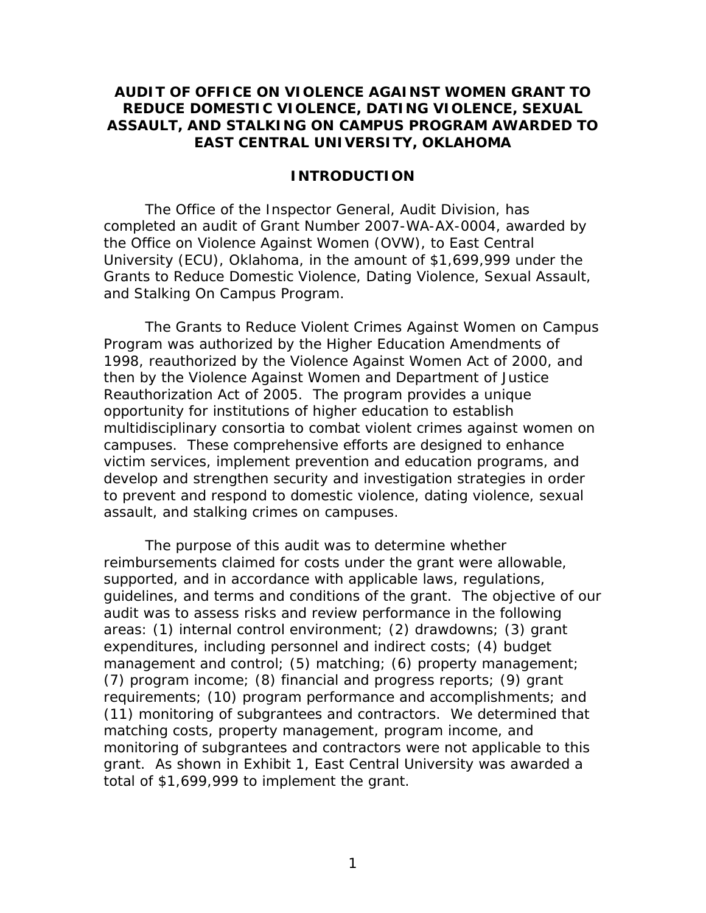# AUDIT OF OFFICE ON VIOLENCE AGAINST WOMEN GRANT TO REDUCE DOMESTIC VIOLENCE, DATING VIOLENCE, SEXUAL ASSAULT, AND STALKING ON CAMPUS PROGRAM AWARDED TO EAST CENTRAL UNIVERSITY, OKLAHOMA

## INTRODUCTION

The Office of the Inspector General, Audit Division, has completed an audit of Grant Number 2007-WA-AX-0004, awarded by the Office on Violence Against Women (OVW), to East Central University (ECU), Oklahoma, in the amount of $1,699,999 under the Grants to Reduce Domestic Violence, Dating Violence, Sexual Assault, and Stalking On Campus Program.

The Grants to Reduce Violent Crimes Against Women on Campus Program was authorized by the Higher Education Amendments of 1998, reauthorized by the Violence Against Women Act of 2000, and then by the Violence Against Women and Department of Justice Reauthorization Act of 2005. The program provides a unique opportunity for institutions of higher education to establish multidisciplinary consortia to combat violent crimes against women on campuses. These comprehensive efforts are designed to enhance victim services, implement prevention and education programs, and develop and strengthen security and investigation strategies in order to prevent and respond to domestic violence, dating violence, sexual assault, and stalking crimes on campuses.

The purpose of this audit was to determine whether reimbursements claimed for costs under the grant were allowable, supported, and in accordance with applicable laws, regulations, guidelines, and terms and conditions of the grant. The objective of our audit was to assess risks and review performance in the following areas: (1) internal control environment; (2) drawdowns; (3) grant expenditures, including personnel and indirect costs; (4) budget management and control; (5) matching; (6) property management; (7) program income; (8) financial and progress reports; (9) grant requirements; (10) program performance and accomplishments; and (11) monitoring of subgrantees and contractors. We determined that matching costs, property management, program income, and monitoring of subgrantees and contractors were not applicable to this grant. As shown in Exhibit 1, East Central University was awarded a total of $1,699,999 to implement the grant.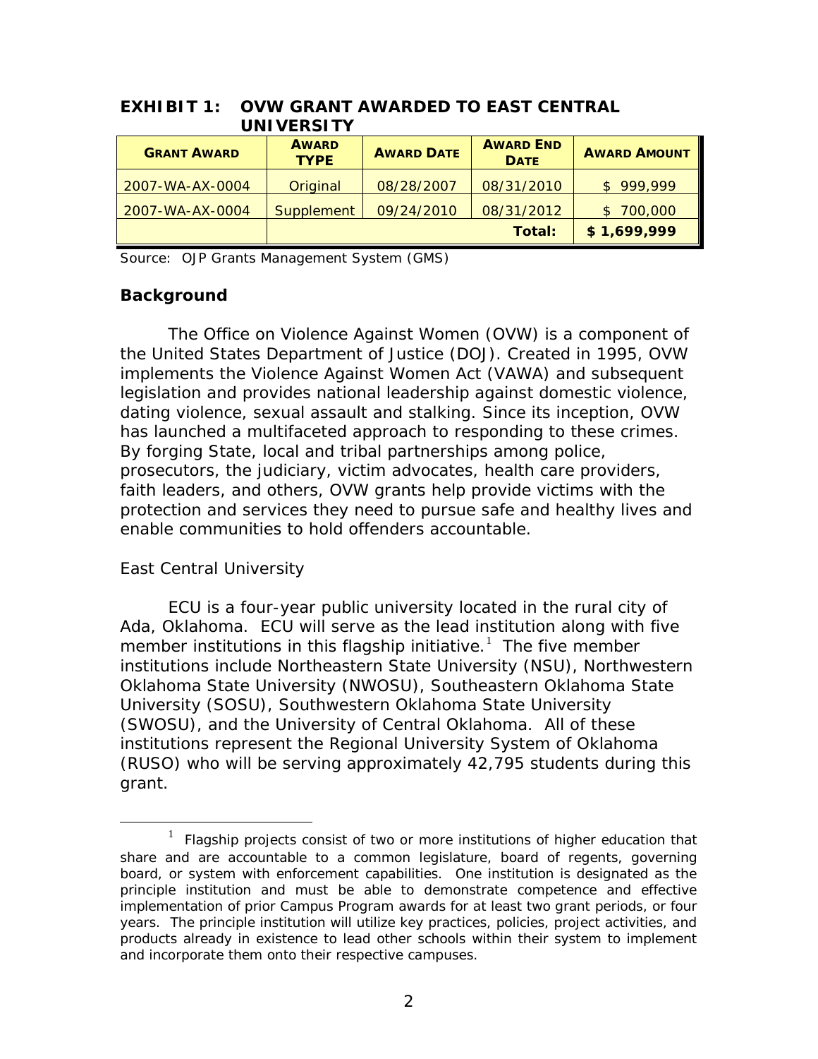**EXHIBIT 1: OVW GRANT AWARDED TO EAST CENTRAL UNIVERSITY**

| GRANT AWARD | AWARD TYPE | AWARD DATE | AWARD END DATE | AWARD AMOUNT |
|---|---|---|---|---|
| 2007-WA-AX-0004 | Original | 08/28/2007 | 08/31/2010 | $ 999,999 |
| 2007-WA-AX-0004 | Supplement | 09/24/2010 | 08/31/2012 | $ 700,000 |
| | | | **Total:** | **$ 1,699,999** |

Source: OJP Grants Management System (GMS)

## Background

The Office on Violence Against Women (OVW) is a component of the United States Department of Justice (DOJ). Created in 1995, OVW implements the Violence Against Women Act (VAWA) and subsequent legislation and provides national leadership against domestic violence, dating violence, sexual assault and stalking. Since its inception, OVW has launched a multifaceted approach to responding to these crimes. By forging State, local and tribal partnerships among police, prosecutors, the judiciary, victim advocates, health care providers, faith leaders, and others, OVW grants help provide victims with the protection and services they need to pursue safe and healthy lives and enable communities to hold offenders accountable.

East Central University

ECU is a four-year public university located in the rural city of Ada, Oklahoma. ECU will serve as the lead institution along with five member institutions in this flagship initiative.[1] The five member institutions include Northeastern State University (NSU), Northwestern Oklahoma State University (NWOSU), Southeastern Oklahoma State University (SOSU), Southwestern Oklahoma State University (SWOSU), and the University of Central Oklahoma. All of these institutions represent the Regional University System of Oklahoma (RUSO) who will be serving approximately 42,795 students during this grant.

[1] Flagship projects consist of two or more institutions of higher education that share and are accountable to a common legislature, board of regents, governing board, or system with enforcement capabilities. One institution is designated as the principle institution and must be able to demonstrate competence and effective implementation of prior Campus Program awards for at least two grant periods, or four years. The principle institution will utilize key practices, policies, project activities, and products already in existence to lead other schools within their system to implement and incorporate them onto their respective campuses.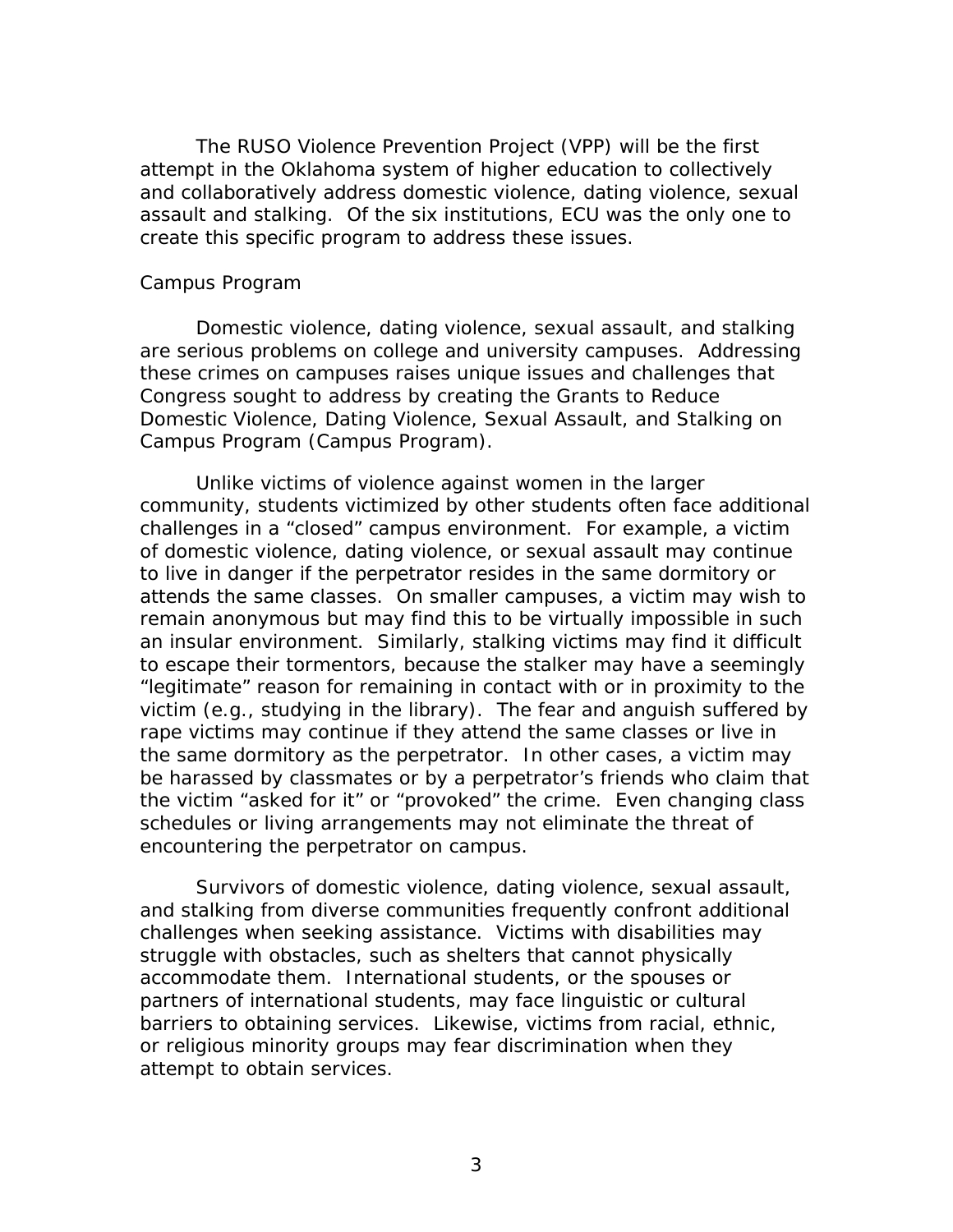The RUSO Violence Prevention Project (VPP) will be the first attempt in the Oklahoma system of higher education to collectively and collaboratively address domestic violence, dating violence, sexual assault and stalking. Of the six institutions, ECU was the only one to create this specific program to address these issues.

## Campus Program

Domestic violence, dating violence, sexual assault, and stalking are serious problems on college and university campuses. Addressing these crimes on campuses raises unique issues and challenges that Congress sought to address by creating the Grants to Reduce Domestic Violence, Dating Violence, Sexual Assault, and Stalking on Campus Program (Campus Program).

Unlike victims of violence against women in the larger community, students victimized by other students often face additional challenges in a "closed" campus environment. For example, a victim of domestic violence, dating violence, or sexual assault may continue to live in danger if the perpetrator resides in the same dormitory or attends the same classes. On smaller campuses, a victim may wish to remain anonymous but may find this to be virtually impossible in such an insular environment. Similarly, stalking victims may find it difficult to escape their tormentors, because the stalker may have a seemingly "legitimate" reason for remaining in contact with or in proximity to the victim (e.g., studying in the library). The fear and anguish suffered by rape victims may continue if they attend the same classes or live in the same dormitory as the perpetrator. In other cases, a victim may be harassed by classmates or by a perpetrator's friends who claim that the victim "asked for it" or "provoked" the crime. Even changing class schedules or living arrangements may not eliminate the threat of encountering the perpetrator on campus.

Survivors of domestic violence, dating violence, sexual assault, and stalking from diverse communities frequently confront additional challenges when seeking assistance. Victims with disabilities may struggle with obstacles, such as shelters that cannot physically accommodate them. International students, or the spouses or partners of international students, may face linguistic or cultural barriers to obtaining services. Likewise, victims from racial, ethnic, or religious minority groups may fear discrimination when they attempt to obtain services.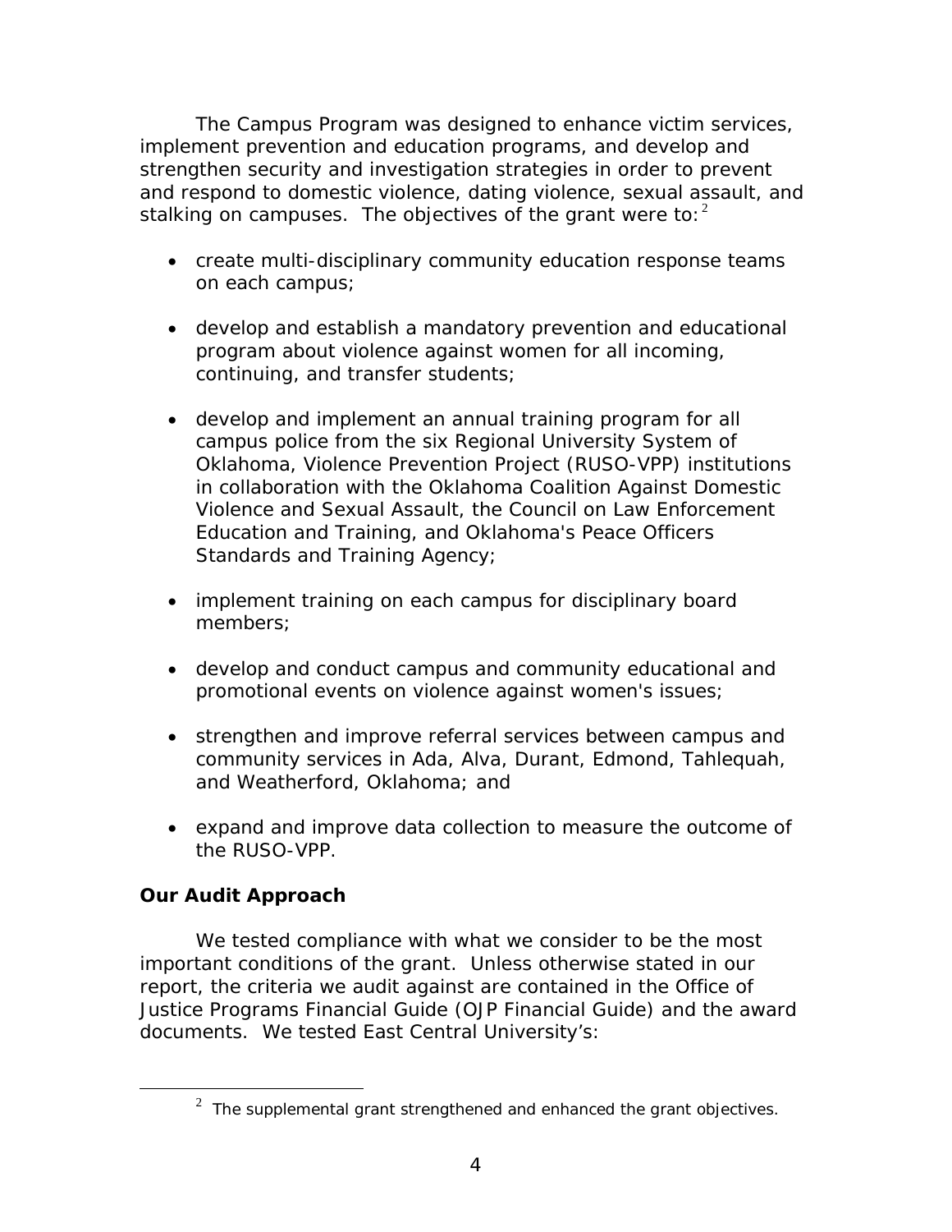The Campus Program was designed to enhance victim services, implement prevention and education programs, and develop and strengthen security and investigation strategies in order to prevent and respond to domestic violence, dating violence, sexual assault, and stalking on campuses. The objectives of the grant were to:[2]

- create multi-disciplinary community education response teams on each campus;
- develop and establish a mandatory prevention and educational program about violence against women for all incoming, continuing, and transfer students;
- develop and implement an annual training program for all campus police from the six Regional University System of Oklahoma, Violence Prevention Project (RUSO-VPP) institutions in collaboration with the Oklahoma Coalition Against Domestic Violence and Sexual Assault, the Council on Law Enforcement Education and Training, and Oklahoma's Peace Officers Standards and Training Agency;
- implement training on each campus for disciplinary board members;
- develop and conduct campus and community educational and promotional events on violence against women's issues;
- strengthen and improve referral services between campus and community services in Ada, Alva, Durant, Edmond, Tahlequah, and Weatherford, Oklahoma; and
- expand and improve data collection to measure the outcome of the RUSO-VPP.

**Our Audit Approach**

We tested compliance with what we consider to be the most important conditions of the grant. Unless otherwise stated in our report, the criteria we audit against are contained in the Office of Justice Programs Financial Guide (OJP Financial Guide) and the award documents. We tested East Central University's:

[2] The supplemental grant strengthened and enhanced the grant objectives.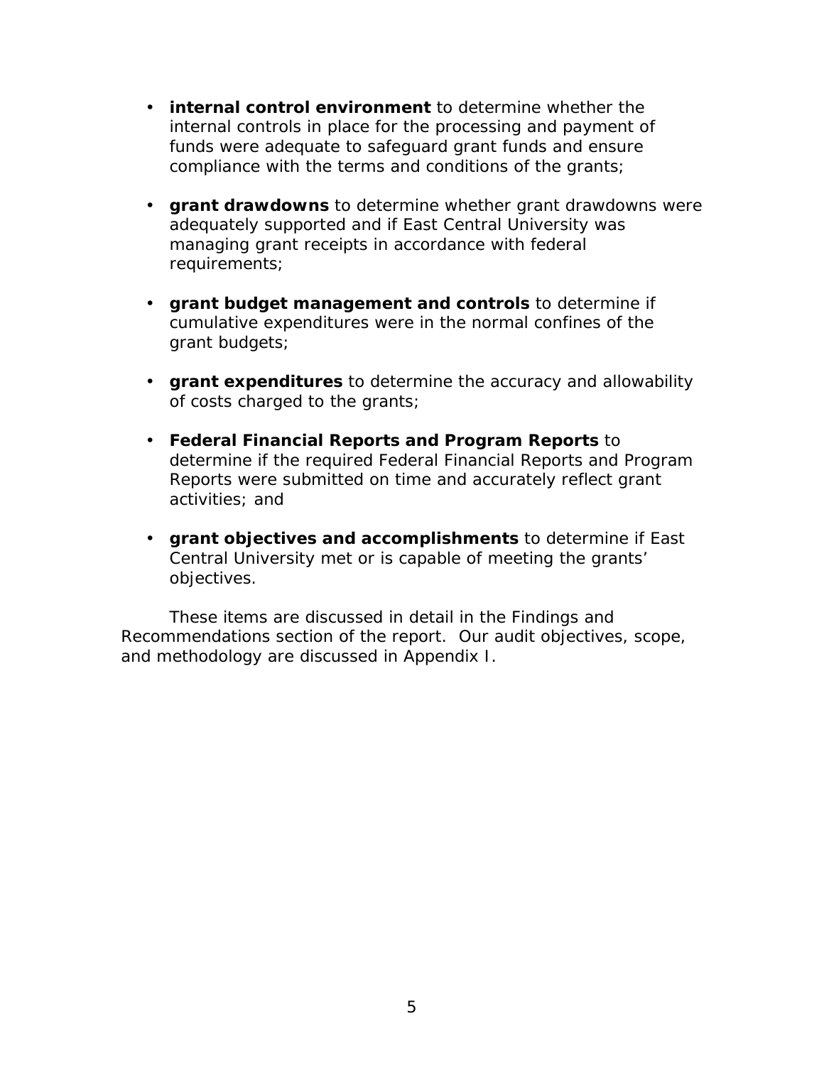- **internal control environment** to determine whether the internal controls in place for the processing and payment of funds were adequate to safeguard grant funds and ensure compliance with the terms and conditions of the grants;

- **grant drawdowns** to determine whether grant drawdowns were adequately supported and if East Central University was managing grant receipts in accordance with federal requirements;

- **grant budget management and controls** to determine if cumulative expenditures were in the normal confines of the grant budgets;

- **grant expenditures** to determine the accuracy and allowability of costs charged to the grants;

- **Federal Financial Reports and Program Reports** to determine if the required Federal Financial Reports and Program Reports were submitted on time and accurately reflect grant activities; and

- **grant objectives and accomplishments** to determine if East Central University met or is capable of meeting the grants' objectives.

These items are discussed in detail in the Findings and Recommendations section of the report. Our audit objectives, scope, and methodology are discussed in Appendix I.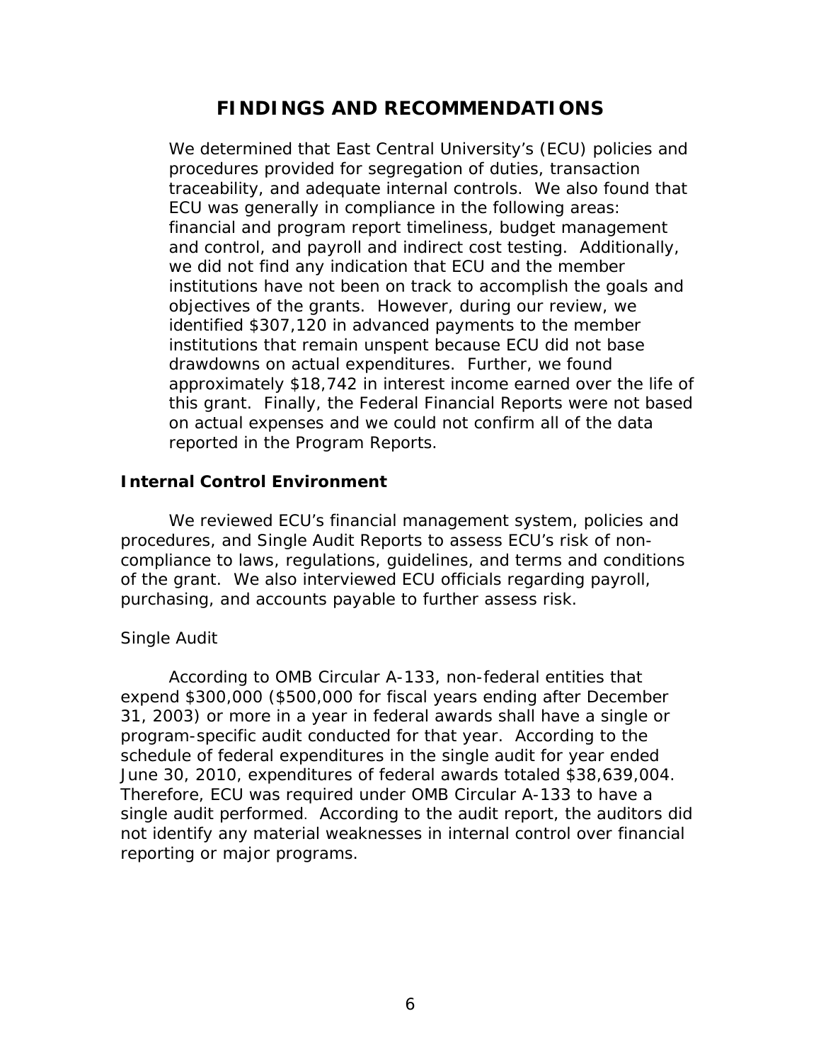# FINDINGS AND RECOMMENDATIONS

We determined that East Central University's (ECU) policies and procedures provided for segregation of duties, transaction traceability, and adequate internal controls. We also found that ECU was generally in compliance in the following areas: financial and program report timeliness, budget management and control, and payroll and indirect cost testing. Additionally, we did not find any indication that ECU and the member institutions have not been on track to accomplish the goals and objectives of the grants. However, during our review, we identified $307,120 in advanced payments to the member institutions that remain unspent because ECU did not base drawdowns on actual expenditures. Further, we found approximately $18,742 in interest income earned over the life of this grant. Finally, the Federal Financial Reports were not based on actual expenses and we could not confirm all of the data reported in the Program Reports.

## Internal Control Environment

We reviewed ECU's financial management system, policies and procedures, and Single Audit Reports to assess ECU's risk of non-compliance to laws, regulations, guidelines, and terms and conditions of the grant. We also interviewed ECU officials regarding payroll, purchasing, and accounts payable to further assess risk.

### *Single Audit*

According to OMB Circular A-133, non-federal entities that expend $300,000 ($500,000 for fiscal years ending after December 31, 2003) or more in a year in federal awards shall have a single or program-specific audit conducted for that year. According to the schedule of federal expenditures in the single audit for year ended June 30, 2010, expenditures of federal awards totaled $38,639,004. Therefore, ECU was required under OMB Circular A-133 to have a single audit performed. According to the audit report, the auditors did not identify any material weaknesses in internal control over financial reporting or major programs.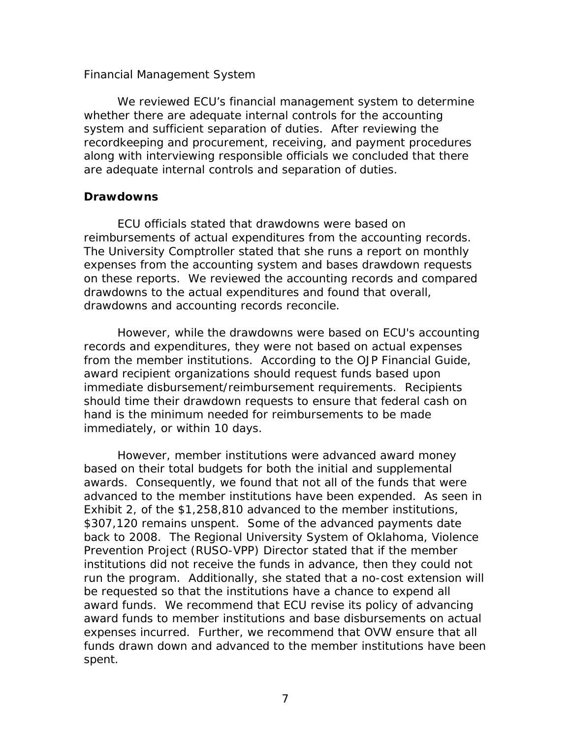Financial Management System

We reviewed ECU's financial management system to determine whether there are adequate internal controls for the accounting system and sufficient separation of duties. After reviewing the recordkeeping and procurement, receiving, and payment procedures along with interviewing responsible officials we concluded that there are adequate internal controls and separation of duties.

**Drawdowns**

ECU officials stated that drawdowns were based on reimbursements of actual expenditures from the accounting records. The University Comptroller stated that she runs a report on monthly expenses from the accounting system and bases drawdown requests on these reports. We reviewed the accounting records and compared drawdowns to the actual expenditures and found that overall, drawdowns and accounting records reconcile.

However, while the drawdowns were based on ECU's accounting records and expenditures, they were not based on actual expenses from the member institutions. According to the OJP Financial Guide, award recipient organizations should request funds based upon immediate disbursement/reimbursement requirements. Recipients should time their drawdown requests to ensure that federal cash on hand is the minimum needed for reimbursements to be made immediately, or within 10 days.

However, member institutions were advanced award money based on their total budgets for both the initial and supplemental awards. Consequently, we found that not all of the funds that were advanced to the member institutions have been expended. As seen in Exhibit 2, of the $1,258,810 advanced to the member institutions, $307,120 remains unspent. Some of the advanced payments date back to 2008. The Regional University System of Oklahoma, Violence Prevention Project (RUSO-VPP) Director stated that if the member institutions did not receive the funds in advance, then they could not run the program. Additionally, she stated that a no-cost extension will be requested so that the institutions have a chance to expend all award funds. We recommend that ECU revise its policy of advancing award funds to member institutions and base disbursements on actual expenses incurred. Further, we recommend that OVW ensure that all funds drawn down and advanced to the member institutions have been spent.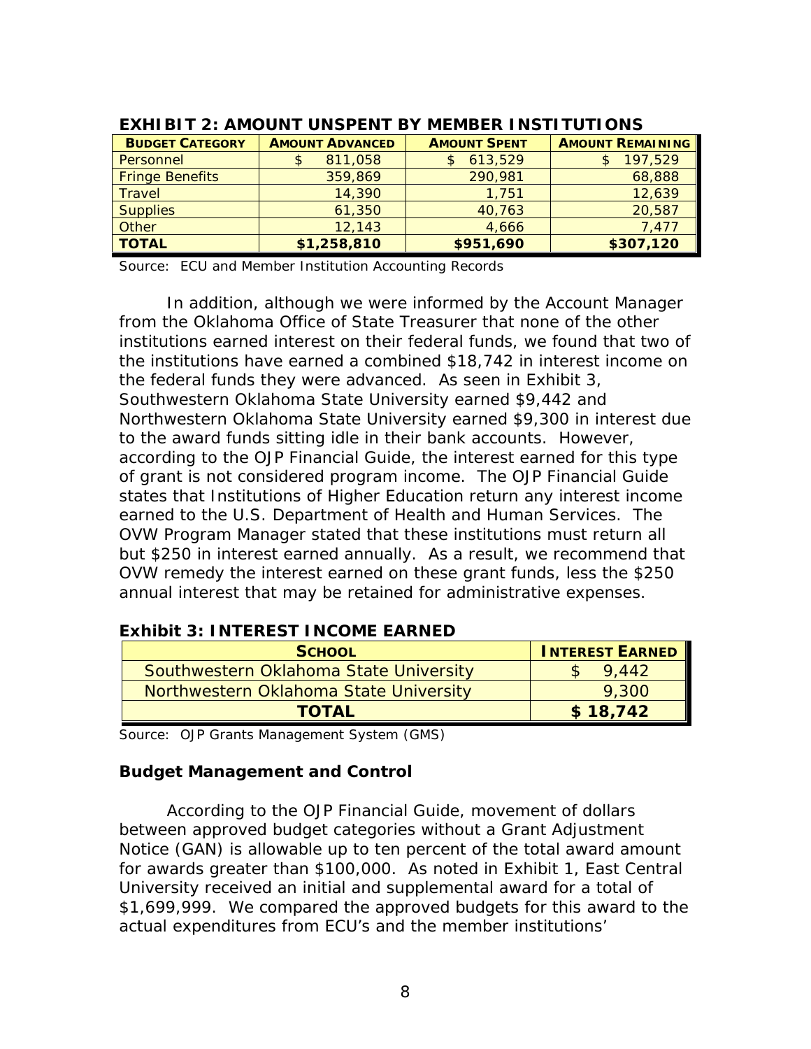**EXHIBIT 2: AMOUNT UNSPENT BY MEMBER INSTITUTIONS**

| BUDGET CATEGORY | AMOUNT ADVANCED | AMOUNT SPENT | AMOUNT REMAINING |
|---|---|---|---|
| Personnel | $ 811,058 | $ 613,529 | $ 197,529 |
| Fringe Benefits | 359,869 | 290,981 | 68,888 |
| Travel | 14,390 | 1,751 | 12,639 |
| Supplies | 61,350 | 40,763 | 20,587 |
| Other | 12,143 | 4,666 | 7,477 |
| **TOTAL** | **$1,258,810** | **$951,690** | **$307,120** |

Source: ECU and Member Institution Accounting Records

In addition, although we were informed by the Account Manager from the Oklahoma Office of State Treasurer that none of the other institutions earned interest on their federal funds, we found that two of the institutions have earned a combined $18,742 in interest income on the federal funds they were advanced. As seen in Exhibit 3, Southwestern Oklahoma State University earned $9,442 and Northwestern Oklahoma State University earned $9,300 in interest due to the award funds sitting idle in their bank accounts. However, according to the OJP Financial Guide, the interest earned for this type of grant is not considered program income. The OJP Financial Guide states that Institutions of Higher Education return any interest income earned to the U.S. Department of Health and Human Services. The OVW Program Manager stated that these institutions must return all but $250 in interest earned annually. As a result, we recommend that OVW remedy the interest earned on these grant funds, less the $250 annual interest that may be retained for administrative expenses.

**Exhibit 3: INTEREST INCOME EARNED**

| SCHOOL | INTEREST EARNED |
|---|---|
| Southwestern Oklahoma State University | $ 9,442 |
| Northwestern Oklahoma State University | 9,300 |
| **TOTAL** | **$ 18,742** |

Source: OJP Grants Management System (GMS)

### Budget Management and Control

According to the OJP Financial Guide, movement of dollars between approved budget categories without a Grant Adjustment Notice (GAN) is allowable up to ten percent of the total award amount for awards greater than $100,000. As noted in Exhibit 1, East Central University received an initial and supplemental award for a total of $1,699,999. We compared the approved budgets for this award to the actual expenditures from ECU's and the member institutions'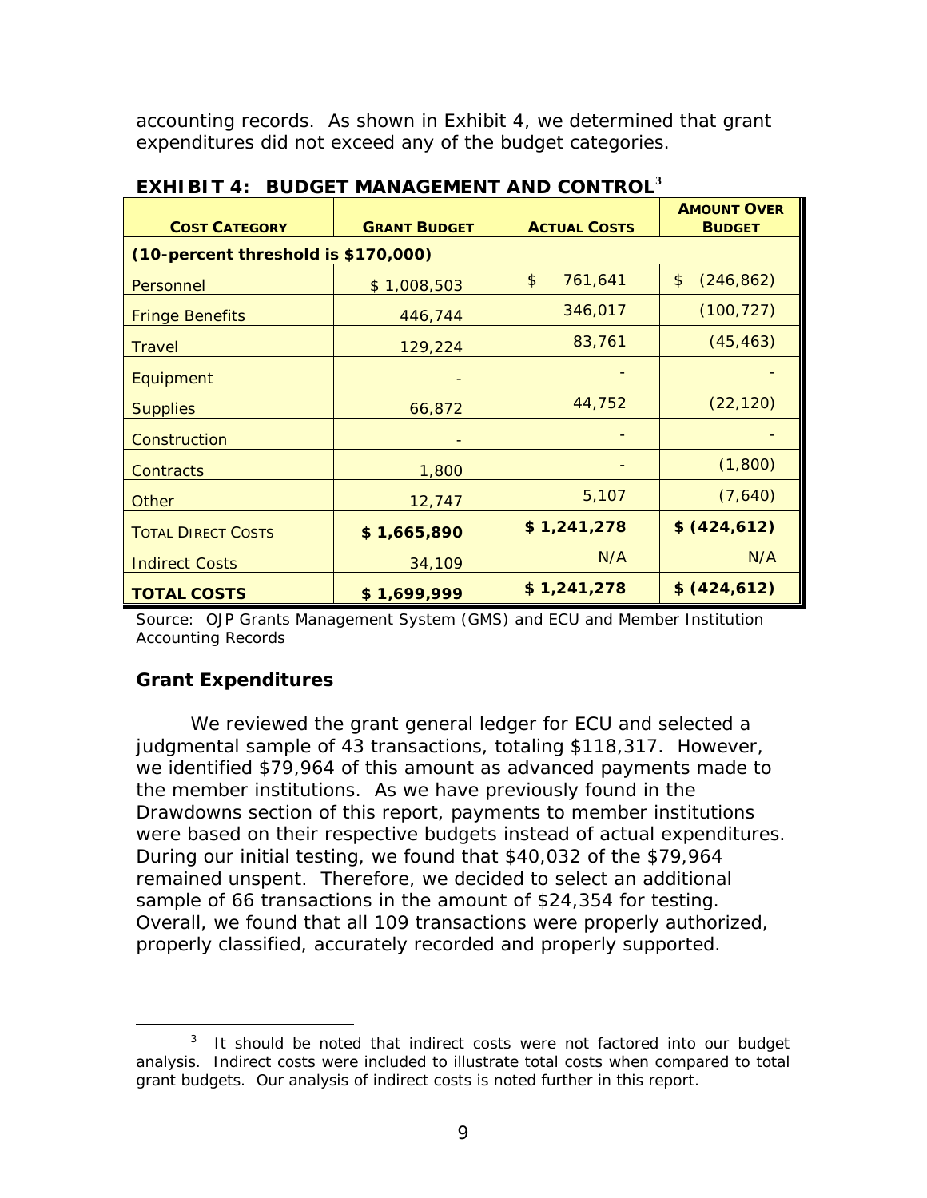accounting records. As shown in Exhibit 4, we determined that grant expenditures did not exceed any of the budget categories.

**EXHIBIT 4: BUDGET MANAGEMENT AND CONTROL**[3]

| COST CATEGORY | GRANT BUDGET | ACTUAL COSTS | AMOUNT OVER BUDGET |
|---|---|---|---|
| **(10-percent threshold is $170,000)** | | | |
| Personnel | $ 1,008,503 | $ 761,641 | $ (246,862) |
| Fringe Benefits | 446,744 | 346,017 | (100,727) |
| Travel | 129,224 | 83,761 | (45,463) |
| Equipment | - | - | - |
| Supplies | 66,872 | 44,752 | (22,120) |
| Construction | - | - | - |
| Contracts | 1,800 | - | (1,800) |
| Other | 12,747 | 5,107 | (7,640) |
| TOTAL DIRECT COSTS | **$ 1,665,890** | **$ 1,241,278** | **$ (424,612)** |
| Indirect Costs | 34,109 | N/A | N/A |
| **TOTAL COSTS** | **$ 1,699,999** | **$ 1,241,278** | **$ (424,612)** |

Source: OJP Grants Management System (GMS) and ECU and Member Institution Accounting Records

## Grant Expenditures

We reviewed the grant general ledger for ECU and selected a judgmental sample of 43 transactions, totaling $118,317. However, we identified $79,964 of this amount as advanced payments made to the member institutions. As we have previously found in the Drawdowns section of this report, payments to member institutions were based on their respective budgets instead of actual expenditures. During our initial testing, we found that $40,032 of the $79,964 remained unspent. Therefore, we decided to select an additional sample of 66 transactions in the amount of $24,354 for testing. Overall, we found that all 109 transactions were properly authorized, properly classified, accurately recorded and properly supported.

[3] It should be noted that indirect costs were not factored into our budget analysis. Indirect costs were included to illustrate total costs when compared to total grant budgets. Our analysis of indirect costs is noted further in this report.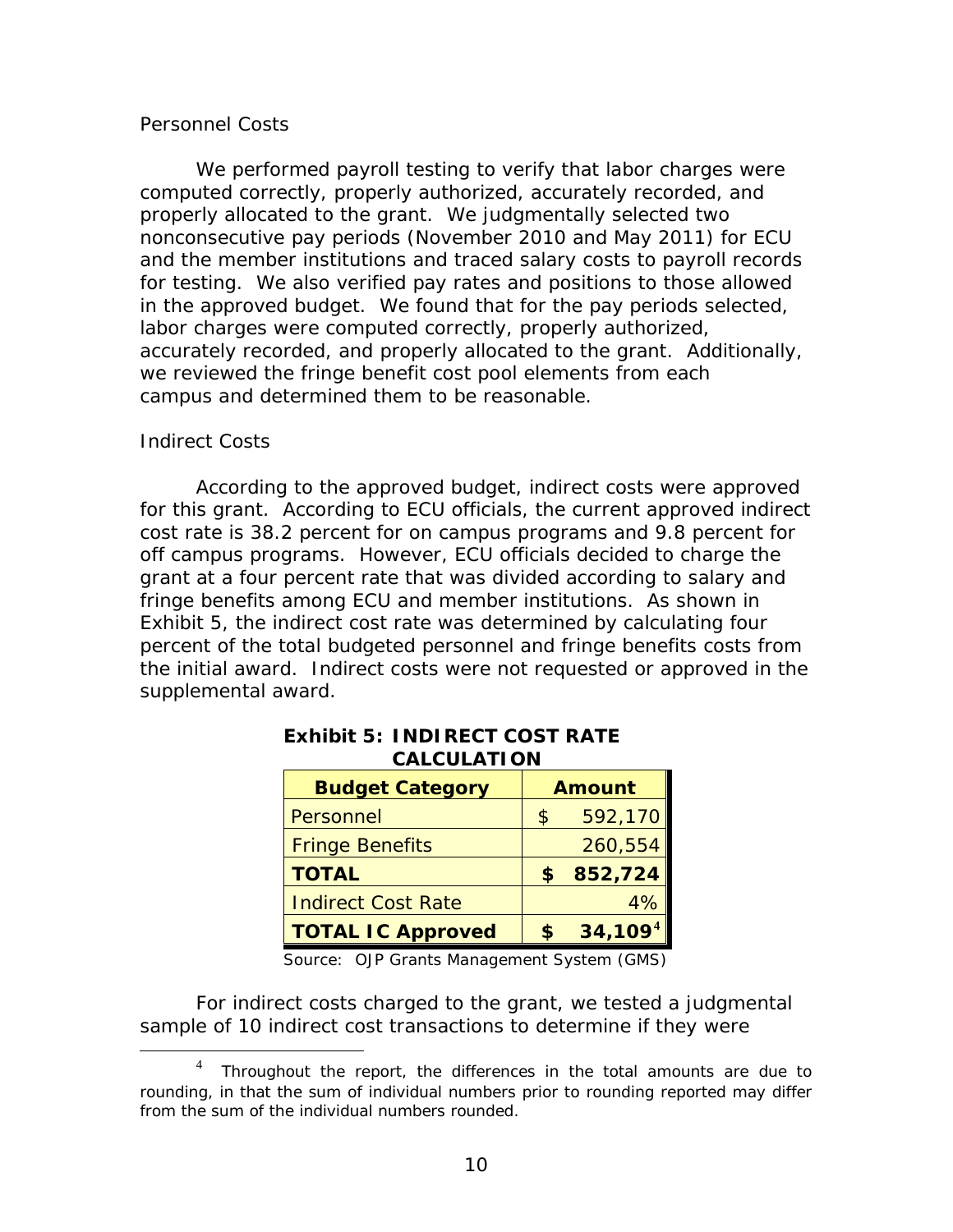Personnel Costs

We performed payroll testing to verify that labor charges were computed correctly, properly authorized, accurately recorded, and properly allocated to the grant. We judgmentally selected two nonconsecutive pay periods (November 2010 and May 2011) for ECU and the member institutions and traced salary costs to payroll records for testing. We also verified pay rates and positions to those allowed in the approved budget. We found that for the pay periods selected, labor charges were computed correctly, properly authorized, accurately recorded, and properly allocated to the grant. Additionally, we reviewed the fringe benefit cost pool elements from each campus and determined them to be reasonable.

Indirect Costs

According to the approved budget, indirect costs were approved for this grant. According to ECU officials, the current approved indirect cost rate is 38.2 percent for on campus programs and 9.8 percent for off campus programs. However, ECU officials decided to charge the grant at a four percent rate that was divided according to salary and fringe benefits among ECU and member institutions. As shown in Exhibit 5, the indirect cost rate was determined by calculating four percent of the total budgeted personnel and fringe benefits costs from the initial award. Indirect costs were not requested or approved in the supplemental award.

**Exhibit 5: INDIRECT COST RATE CALCULATION**

| Budget Category | Amount |
|---|---|
| Personnel | $ 592,170 |
| Fringe Benefits | 260,554 |
| **TOTAL** | **$ 852,724** |
| Indirect Cost Rate | 4% |
| **TOTAL IC Approved** | **$ 34,109**[4] |

Source: OJP Grants Management System (GMS)

For indirect costs charged to the grant, we tested a judgmental sample of 10 indirect cost transactions to determine if they were

[4] Throughout the report, the differences in the total amounts are due to rounding, in that the sum of individual numbers prior to rounding reported may differ from the sum of the individual numbers rounded.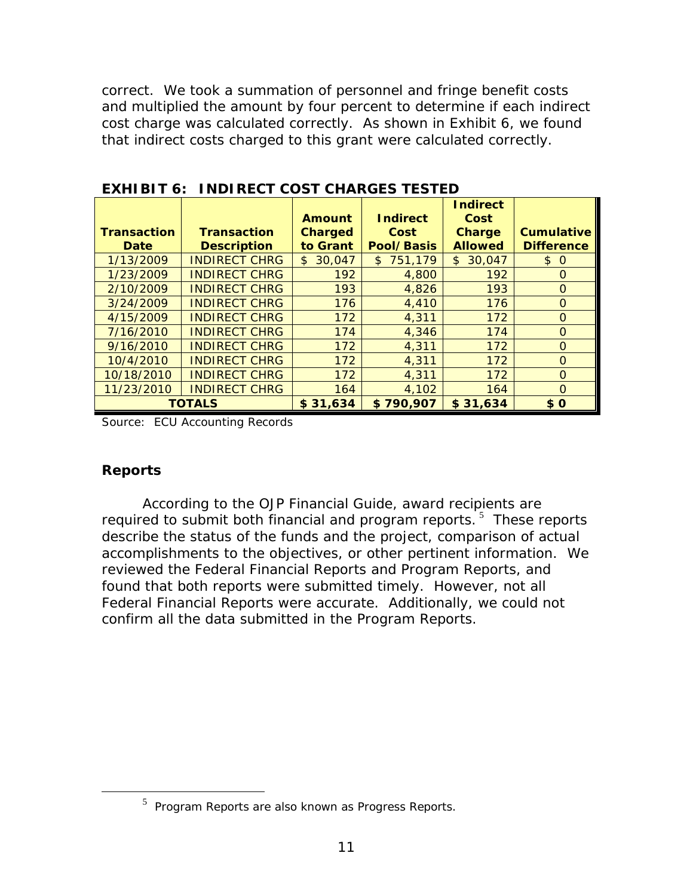correct. We took a summation of personnel and fringe benefit costs and multiplied the amount by four percent to determine if each indirect cost charge was calculated correctly. As shown in Exhibit 6, we found that indirect costs charged to this grant were calculated correctly.

**EXHIBIT 6: INDIRECT COST CHARGES TESTED**

| Transaction Date | Transaction Description | Amount Charged to Grant | Indirect Cost Pool/Basis | Indirect Cost Charge Allowed | Cumulative Difference |
|---|---|---|---|---|---|
| 1/13/2009 | INDIRECT CHRG | $ 30,047 | $ 751,179 | $ 30,047 | $ 0 |
| 1/23/2009 | INDIRECT CHRG | 192 | 4,800 | 192 | 0 |
| 2/10/2009 | INDIRECT CHRG | 193 | 4,826 | 193 | 0 |
| 3/24/2009 | INDIRECT CHRG | 176 | 4,410 | 176 | 0 |
| 4/15/2009 | INDIRECT CHRG | 172 | 4,311 | 172 | 0 |
| 7/16/2010 | INDIRECT CHRG | 174 | 4,346 | 174 | 0 |
| 9/16/2010 | INDIRECT CHRG | 172 | 4,311 | 172 | 0 |
| 10/4/2010 | INDIRECT CHRG | 172 | 4,311 | 172 | 0 |
| 10/18/2010 | INDIRECT CHRG | 172 | 4,311 | 172 | 0 |
| 11/23/2010 | INDIRECT CHRG | 164 | 4,102 | 164 | 0 |
| **TOTALS** | | **$ 31,634** | **$ 790,907** | **$ 31,634** | **$ 0** |

Source: ECU Accounting Records

## Reports

According to the OJP Financial Guide, award recipients are required to submit both financial and program reports.[5] These reports describe the status of the funds and the project, comparison of actual accomplishments to the objectives, or other pertinent information. We reviewed the Federal Financial Reports and Program Reports, and found that both reports were submitted timely. However, not all Federal Financial Reports were accurate. Additionally, we could not confirm all the data submitted in the Program Reports.

[5] Program Reports are also known as Progress Reports.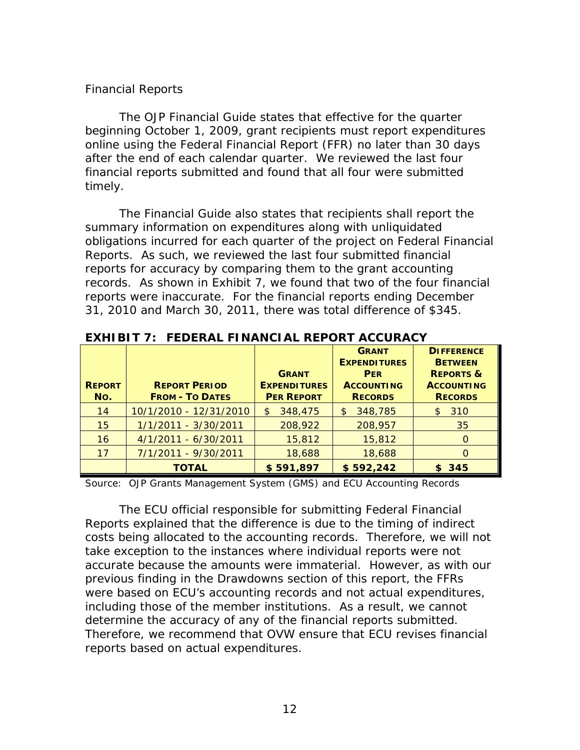Financial Reports

The OJP Financial Guide states that effective for the quarter beginning October 1, 2009, grant recipients must report expenditures online using the Federal Financial Report (FFR) no later than 30 days after the end of each calendar quarter. We reviewed the last four financial reports submitted and found that all four were submitted timely.

The Financial Guide also states that recipients shall report the summary information on expenditures along with unliquidated obligations incurred for each quarter of the project on Federal Financial Reports. As such, we reviewed the last four submitted financial reports for accuracy by comparing them to the grant accounting records. As shown in Exhibit 7, we found that two of the four financial reports were inaccurate. For the financial reports ending December 31, 2010 and March 30, 2011, there was total difference of $345.

**EXHIBIT 7: FEDERAL FINANCIAL REPORT ACCURACY**

| REPORT NO. | REPORT PERIOD FROM - TO DATES | GRANT EXPENDITURES PER REPORT | GRANT EXPENDITURES PER ACCOUNTING RECORDS | DIFFERENCE BETWEEN REPORTS & ACCOUNTING RECORDS |
|---|---|---|---|---|
| 14 | 10/1/2010 - 12/31/2010 | $ 348,475 | $ 348,785 | $ 310 |
| 15 | 1/1/2011 - 3/30/2011 | 208,922 | 208,957 | 35 |
| 16 | 4/1/2011 - 6/30/2011 | 15,812 | 15,812 | 0 |
| 17 | 7/1/2011 - 9/30/2011 | 18,688 | 18,688 | 0 |
| | **TOTAL** | **$ 591,897** | **$ 592,242** | **$ 345** |

Source: OJP Grants Management System (GMS) and ECU Accounting Records

The ECU official responsible for submitting Federal Financial Reports explained that the difference is due to the timing of indirect costs being allocated to the accounting records. Therefore, we will not take exception to the instances where individual reports were not accurate because the amounts were immaterial. However, as with our previous finding in the Drawdowns section of this report, the FFRs were based on ECU's accounting records and not actual expenditures, including those of the member institutions. As a result, we cannot determine the accuracy of any of the financial reports submitted. Therefore, we recommend that OVW ensure that ECU revises financial reports based on actual expenditures.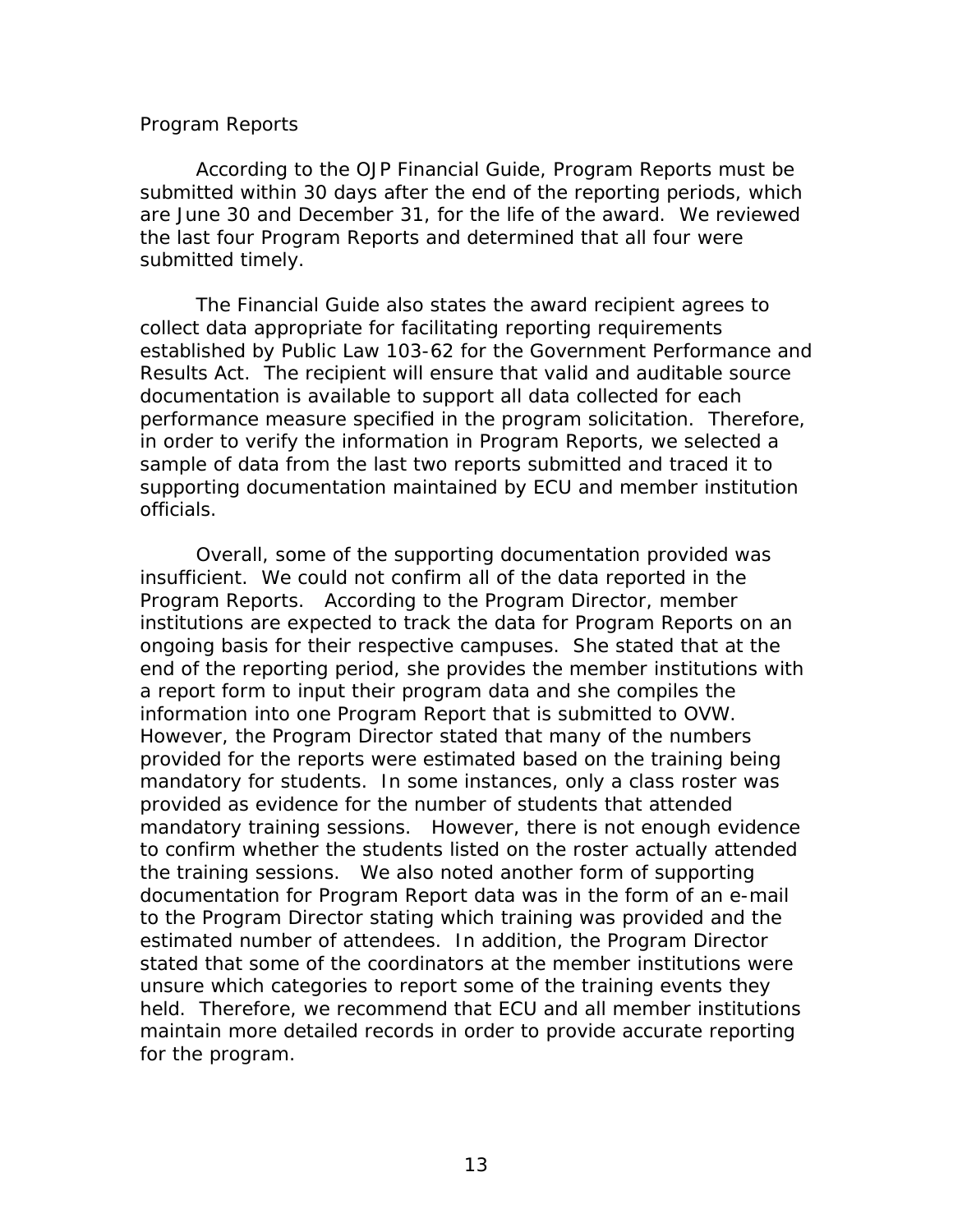### Program Reports

According to the OJP Financial Guide, Program Reports must be submitted within 30 days after the end of the reporting periods, which are June 30 and December 31, for the life of the award. We reviewed the last four Program Reports and determined that all four were submitted timely.

The Financial Guide also states the award recipient agrees to collect data appropriate for facilitating reporting requirements established by Public Law 103-62 for the Government Performance and Results Act. The recipient will ensure that valid and auditable source documentation is available to support all data collected for each performance measure specified in the program solicitation. Therefore, in order to verify the information in Program Reports, we selected a sample of data from the last two reports submitted and traced it to supporting documentation maintained by ECU and member institution officials.

Overall, some of the supporting documentation provided was insufficient. We could not confirm all of the data reported in the Program Reports. According to the Program Director, member institutions are expected to track the data for Program Reports on an ongoing basis for their respective campuses. She stated that at the end of the reporting period, she provides the member institutions with a report form to input their program data and she compiles the information into one Program Report that is submitted to OVW. However, the Program Director stated that many of the numbers provided for the reports were estimated based on the training being mandatory for students. In some instances, only a class roster was provided as evidence for the number of students that attended mandatory training sessions. However, there is not enough evidence to confirm whether the students listed on the roster actually attended the training sessions. We also noted another form of supporting documentation for Program Report data was in the form of an e-mail to the Program Director stating which training was provided and the estimated number of attendees. In addition, the Program Director stated that some of the coordinators at the member institutions were unsure which categories to report some of the training events they held. Therefore, we recommend that ECU and all member institutions maintain more detailed records in order to provide accurate reporting for the program.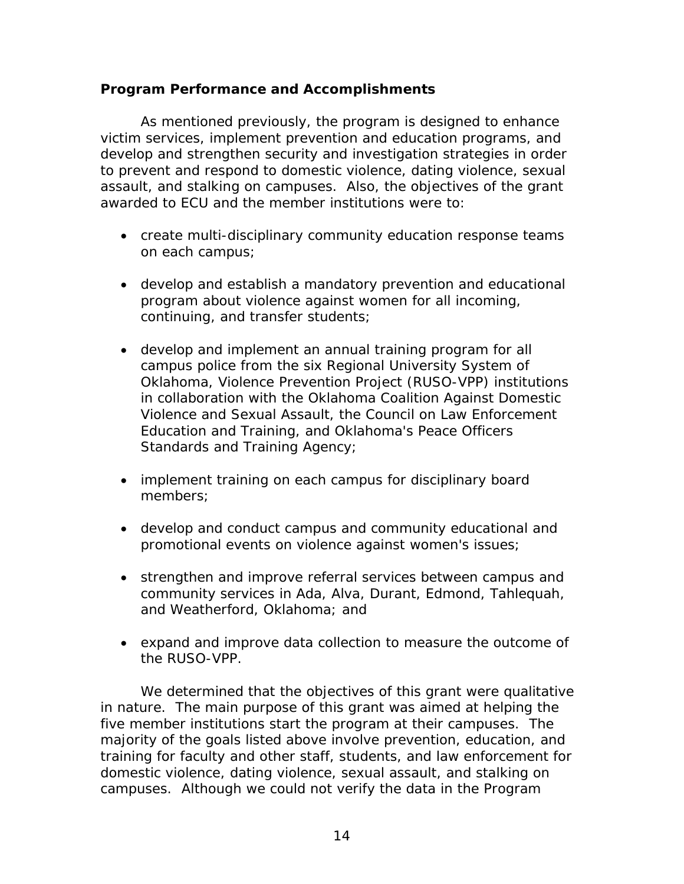### Program Performance and Accomplishments

As mentioned previously, the program is designed to enhance victim services, implement prevention and education programs, and develop and strengthen security and investigation strategies in order to prevent and respond to domestic violence, dating violence, sexual assault, and stalking on campuses. Also, the objectives of the grant awarded to ECU and the member institutions were to:

- create multi-disciplinary community education response teams on each campus;
- develop and establish a mandatory prevention and educational program about violence against women for all incoming, continuing, and transfer students;
- develop and implement an annual training program for all campus police from the six Regional University System of Oklahoma, Violence Prevention Project (RUSO-VPP) institutions in collaboration with the Oklahoma Coalition Against Domestic Violence and Sexual Assault, the Council on Law Enforcement Education and Training, and Oklahoma's Peace Officers Standards and Training Agency;
- implement training on each campus for disciplinary board members;
- develop and conduct campus and community educational and promotional events on violence against women's issues;
- strengthen and improve referral services between campus and community services in Ada, Alva, Durant, Edmond, Tahlequah, and Weatherford, Oklahoma; and
- expand and improve data collection to measure the outcome of the RUSO-VPP.

We determined that the objectives of this grant were qualitative in nature. The main purpose of this grant was aimed at helping the five member institutions start the program at their campuses. The majority of the goals listed above involve prevention, education, and training for faculty and other staff, students, and law enforcement for domestic violence, dating violence, sexual assault, and stalking on campuses. Although we could not verify the data in the Program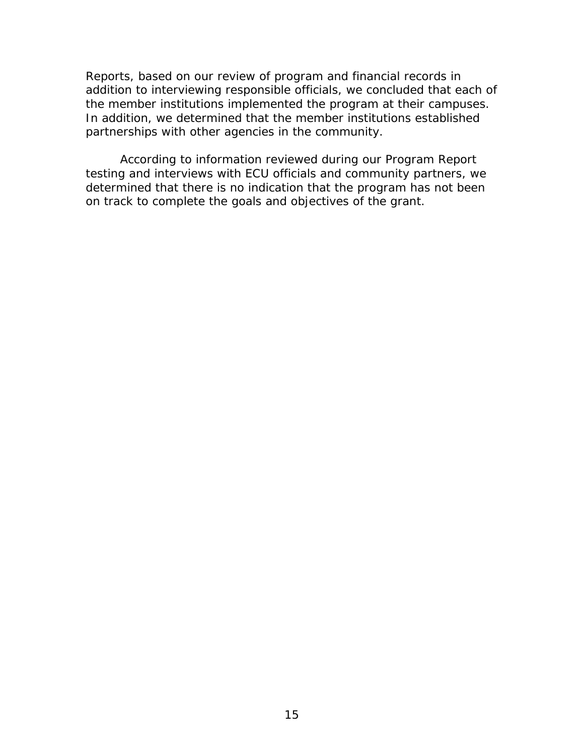Reports, based on our review of program and financial records in addition to interviewing responsible officials, we concluded that each of the member institutions implemented the program at their campuses. In addition, we determined that the member institutions established partnerships with other agencies in the community.

According to information reviewed during our Program Report testing and interviews with ECU officials and community partners, we determined that there is no indication that the program has not been on track to complete the goals and objectives of the grant.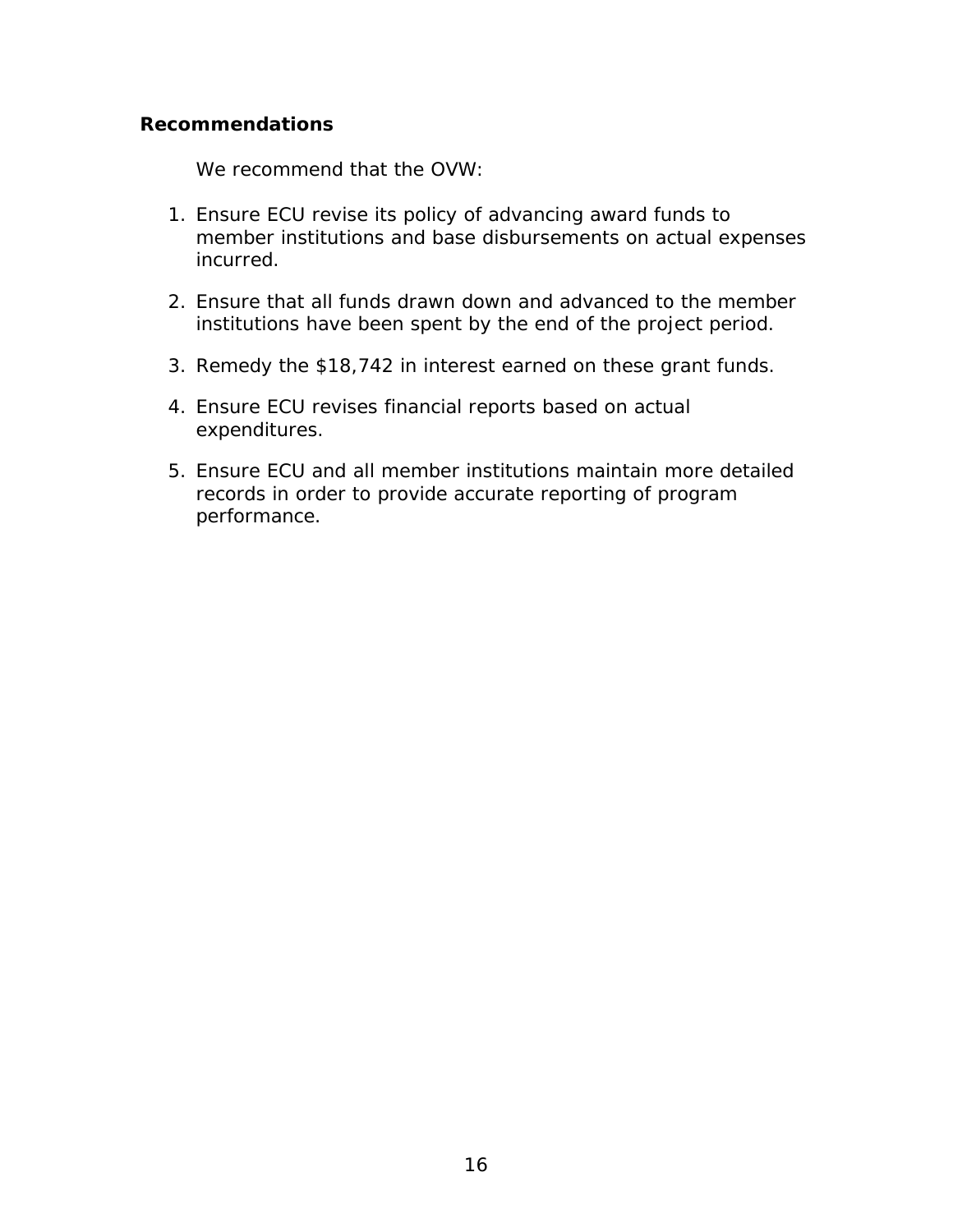### Recommendations

We recommend that the OVW:

1. Ensure ECU revise its policy of advancing award funds to member institutions and base disbursements on actual expenses incurred.

2. Ensure that all funds drawn down and advanced to the member institutions have been spent by the end of the project period.

3. Remedy the $18,742 in interest earned on these grant funds.

4. Ensure ECU revises financial reports based on actual expenditures.

5. Ensure ECU and all member institutions maintain more detailed records in order to provide accurate reporting of program performance.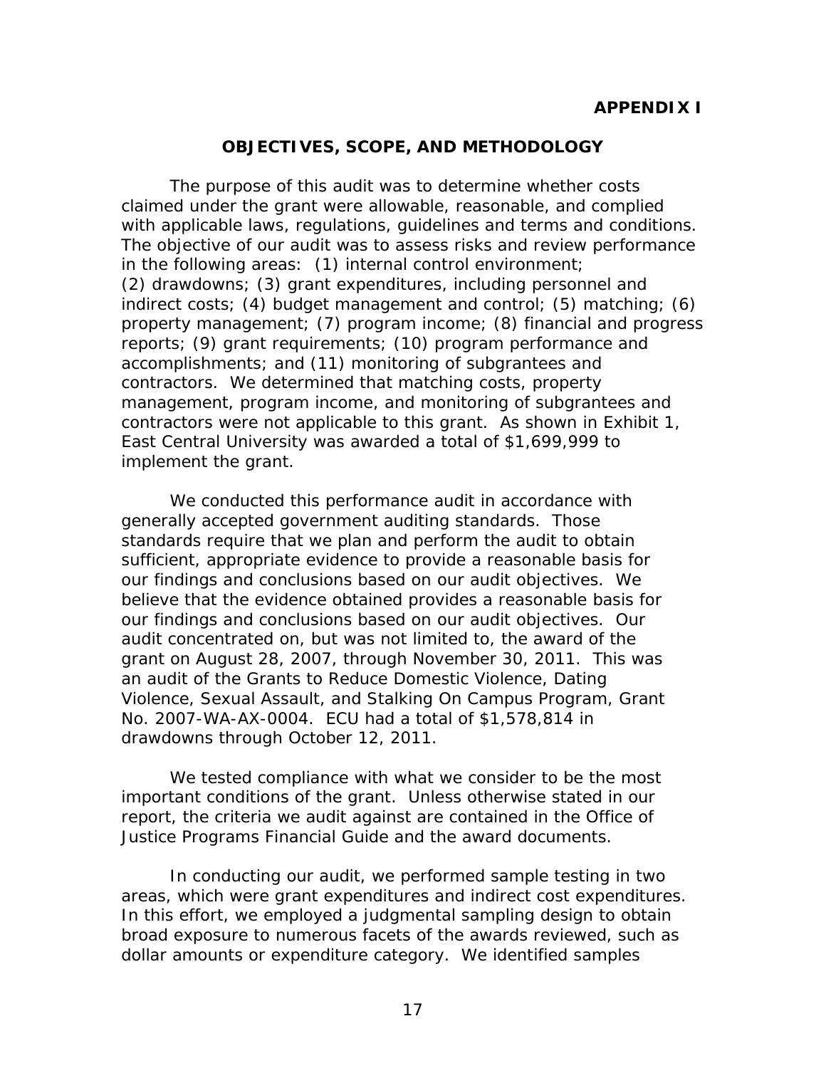**APPENDIX I**

## OBJECTIVES, SCOPE, AND METHODOLOGY

The purpose of this audit was to determine whether costs claimed under the grant were allowable, reasonable, and complied with applicable laws, regulations, guidelines and terms and conditions. The objective of our audit was to assess risks and review performance in the following areas: (1) internal control environment; (2) drawdowns; (3) grant expenditures, including personnel and indirect costs; (4) budget management and control; (5) matching; (6) property management; (7) program income; (8) financial and progress reports; (9) grant requirements; (10) program performance and accomplishments; and (11) monitoring of subgrantees and contractors. We determined that matching costs, property management, program income, and monitoring of subgrantees and contractors were not applicable to this grant. As shown in Exhibit 1, East Central University was awarded a total of $1,699,999 to implement the grant.

We conducted this performance audit in accordance with generally accepted government auditing standards. Those standards require that we plan and perform the audit to obtain sufficient, appropriate evidence to provide a reasonable basis for our findings and conclusions based on our audit objectives. We believe that the evidence obtained provides a reasonable basis for our findings and conclusions based on our audit objectives. Our audit concentrated on, but was not limited to, the award of the grant on August 28, 2007, through November 30, 2011. This was an audit of the Grants to Reduce Domestic Violence, Dating Violence, Sexual Assault, and Stalking On Campus Program, Grant No. 2007-WA-AX-0004. ECU had a total of $1,578,814 in drawdowns through October 12, 2011.

We tested compliance with what we consider to be the most important conditions of the grant. Unless otherwise stated in our report, the criteria we audit against are contained in the Office of Justice Programs Financial Guide and the award documents.

In conducting our audit, we performed sample testing in two areas, which were grant expenditures and indirect cost expenditures. In this effort, we employed a judgmental sampling design to obtain broad exposure to numerous facets of the awards reviewed, such as dollar amounts or expenditure category. We identified samples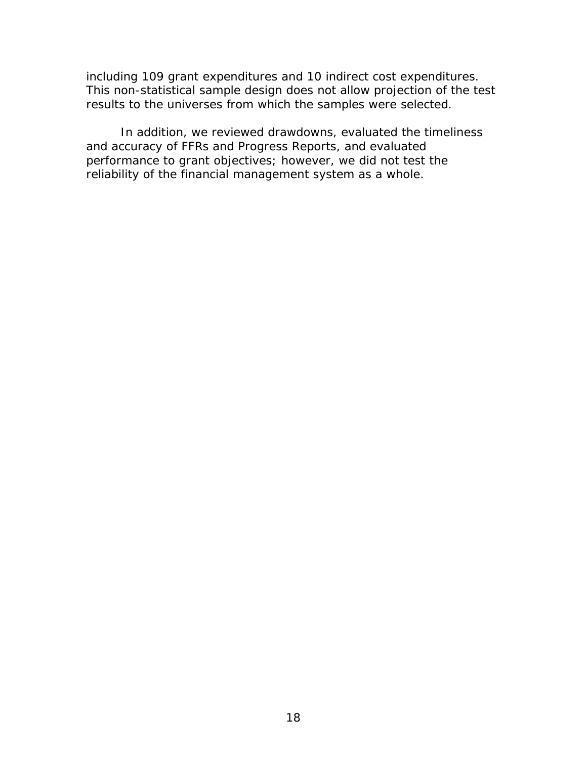including 109 grant expenditures and 10 indirect cost expenditures. This non-statistical sample design does not allow projection of the test results to the universes from which the samples were selected.

In addition, we reviewed drawdowns, evaluated the timeliness and accuracy of FFRs and Progress Reports, and evaluated performance to grant objectives; however, we did not test the reliability of the financial management system as a whole.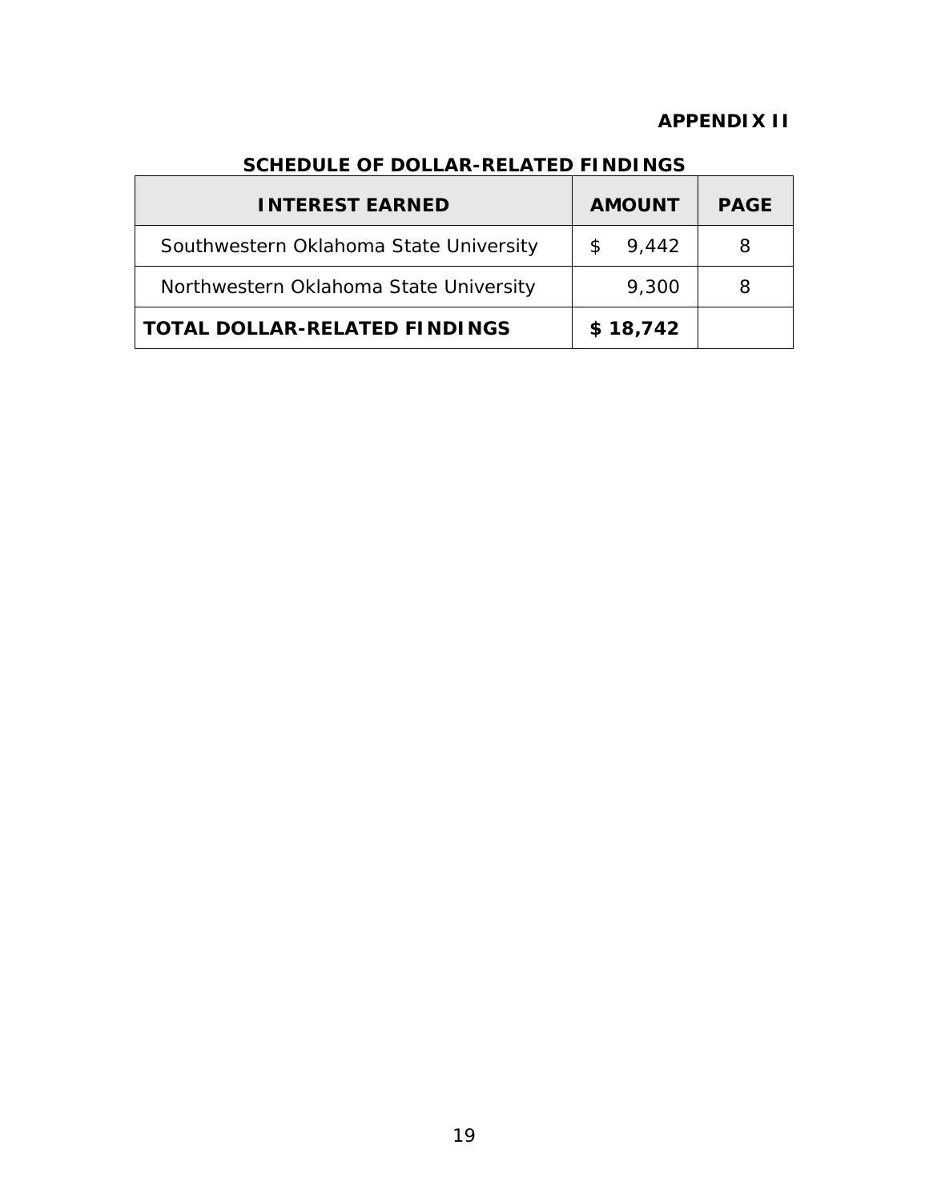**APPENDIX II**

**SCHEDULE OF DOLLAR-RELATED FINDINGS**

| INTEREST EARNED | AMOUNT | PAGE |
|---|---|---|
| Southwestern Oklahoma State University | $ 9,442 | 8 |
| Northwestern Oklahoma State University | 9,300 | 8 |
| **TOTAL DOLLAR-RELATED FINDINGS** | **$ 18,742** | |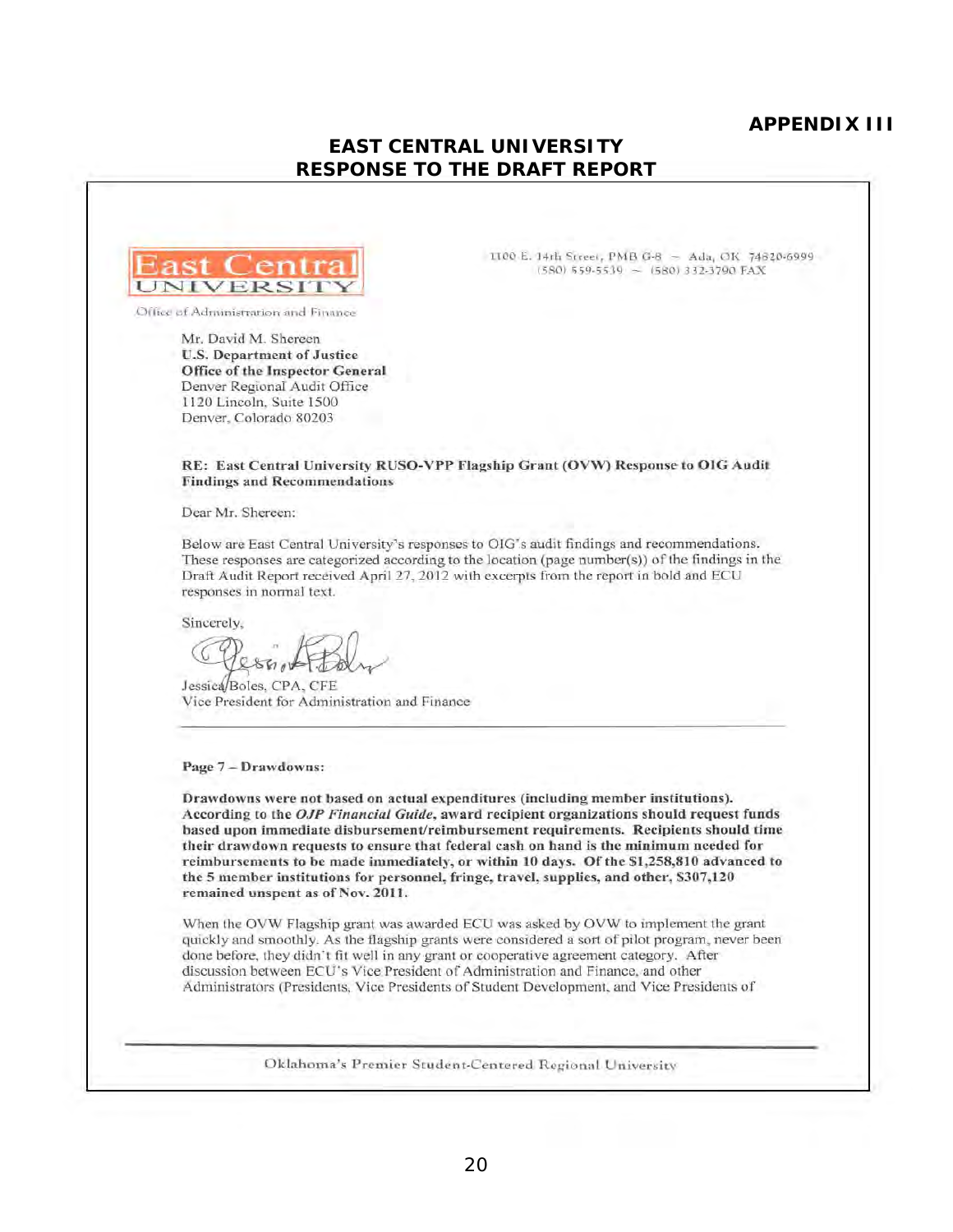**APPENDIX III**

## EAST CENTRAL UNIVERSITY RESPONSE TO THE DRAFT REPORT

East Central UNIVERSITY

Office of Administration and Finance

1100 E. 14th Street, PMB G-8 ~ Ada, OK 74820-6999
(580) 559-5539 ~ (580) 332-3790 FAX

Mr. David M. Shereen
**U.S. Department of Justice**
**Office of the Inspector General**
Denver Regional Audit Office
1120 Lincoln, Suite 1500
Denver, Colorado 80203

**RE: East Central University RUSO-VPP Flagship Grant (OVW) Response to OIG Audit Findings and Recommendations**

Dear Mr. Shereen:

Below are East Central University's responses to OIG's audit findings and recommendations. These responses are categorized according to the location (page number(s)) of the findings in the Draft Audit Report received April 27, 2012 with excerpts from the report in bold and ECU responses in normal text.

Sincerely,

Jessica Boles, CPA, CFE
Vice President for Administration and Finance

---

**Page 7 – Drawdowns:**

**Drawdowns were not based on actual expenditures (including member institutions). According to the *OJP Financial Guide*, award recipient organizations should request funds based upon immediate disbursement/reimbursement requirements. Recipients should time their drawdown requests to ensure that federal cash on hand is the minimum needed for reimbursements to be made immediately, or within 10 days. Of the $1,258,810 advanced to the 5 member institutions for personnel, fringe, travel, supplies, and other, $307,120 remained unspent as of Nov. 2011.**

When the OVW Flagship grant was awarded ECU was asked by OVW to implement the grant quickly and smoothly. As the flagship grants were considered a sort of pilot program, never been done before, they didn't fit well in any grant or cooperative agreement category. After discussion between ECU's Vice President of Administration and Finance, and other Administrators (Presidents, Vice Presidents of Student Development, and Vice Presidents of

Oklahoma's Premier Student-Centered Regional University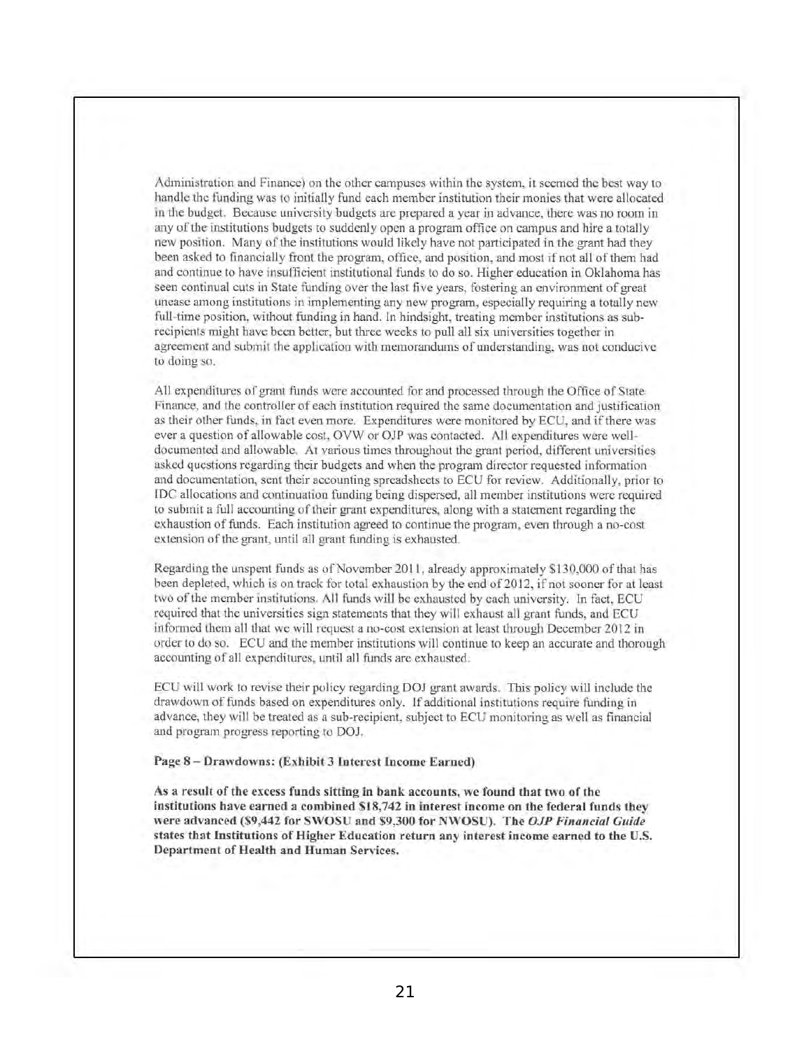Administration and Finance) on the other campuses within the system, it seemed the best way to handle the funding was to initially fund each member institution their monies that were allocated in the budget. Because university budgets are prepared a year in advance, there was no room in any of the institutions budgets to suddenly open a program office on campus and hire a totally new position. Many of the institutions would likely have not participated in the grant had they been asked to financially front the program, office, and position, and most if not all of them had and continue to have insufficient institutional funds to do so. Higher education in Oklahoma has seen continual cuts in State funding over the last five years, fostering an environment of great unease among institutions in implementing any new program, especially requiring a totally new full-time position, without funding in hand. In hindsight, treating member institutions as sub-recipients might have been better, but three weeks to pull all six universities together in agreement and submit the application with memorandums of understanding, was not conducive to doing so.

All expenditures of grant funds were accounted for and processed through the Office of State Finance, and the controller of each institution required the same documentation and justification as their other funds, in fact even more. Expenditures were monitored by ECU, and if there was ever a question of allowable cost, OVW or OJP was contacted. All expenditures were well-documented and allowable. At various times throughout the grant period, different universities asked questions regarding their budgets and when the program director requested information and documentation, sent their accounting spreadsheets to ECU for review. Additionally, prior to IDC allocations and continuation funding being dispersed, all member institutions were required to submit a full accounting of their grant expenditures, along with a statement regarding the exhaustion of funds. Each institution agreed to continue the program, even through a no-cost extension of the grant, until all grant funding is exhausted.

Regarding the unspent funds as of November 2011, already approximately $130,000 of that has been depleted, which is on track for total exhaustion by the end of 2012, if not sooner for at least two of the member institutions. All funds will be exhausted by each university. In fact, ECU required that the universities sign statements that they will exhaust all grant funds, and ECU informed them all that we will request a no-cost extension at least through December 2012 in order to do so. ECU and the member institutions will continue to keep an accurate and thorough accounting of all expenditures, until all funds are exhausted.

ECU will work to revise their policy regarding DOJ grant awards. This policy will include the drawdown of funds based on expenditures only. If additional institutions require funding in advance, they will be treated as a sub-recipient, subject to ECU monitoring as well as financial and program progress reporting to DOJ.

**Page 8 – Drawdowns: (Exhibit 3 Interest Income Earned)**

**As a result of the excess funds sitting in bank accounts, we found that two of the institutions have earned a combined $18,742 in interest income on the federal funds they were advanced ($9,442 for SWOSU and $9,300 for NWOSU). The *OJP Financial Guide* states that Institutions of Higher Education return any interest income earned to the U.S. Department of Health and Human Services.**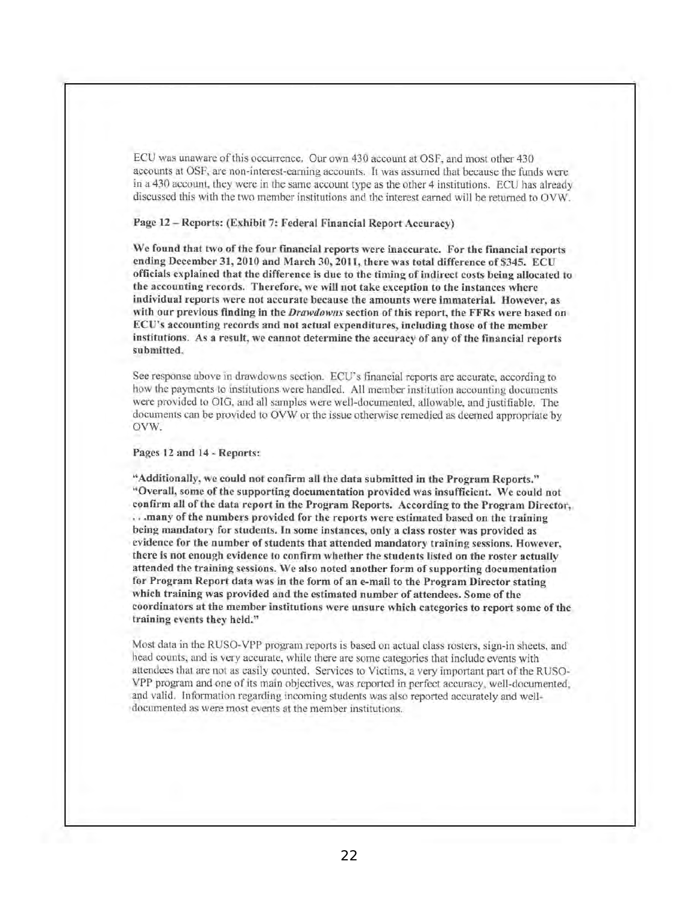ECU was unaware of this occurrence. Our own 430 account at OSF, and most other 430 accounts at OSF, are non-interest-earning accounts. It was assumed that because the funds were in a 430 account, they were in the same account type as the other 4 institutions. ECU has already discussed this with the two member institutions and the interest earned will be returned to OVW.

**Page 12 – Reports: (Exhibit 7: Federal Financial Report Accuracy)**

**We found that two of the four financial reports were inaccurate. For the financial reports ending December 31, 2010 and March 30, 2011, there was total difference of $345. ECU officials explained that the difference is due to the timing of indirect costs being allocated to the accounting records. Therefore, we will not take exception to the instances where individual reports were not accurate because the amounts were immaterial. However, as with our previous finding in the *Drawdowns* section of this report, the FFRs were based on ECU's accounting records and not actual expenditures, including those of the member institutions. As a result, we cannot determine the accuracy of any of the financial reports submitted.**

See response above in drawdowns section. ECU's financial reports are accurate, according to how the payments to institutions were handled. All member institution accounting documents were provided to OIG, and all samples were well-documented, allowable, and justifiable. The documents can be provided to OVW or the issue otherwise remedied as deemed appropriate by OVW.

**Pages 12 and 14 - Reports:**

**"Additionally, we could not confirm all the data submitted in the Program Reports." "Overall, some of the supporting documentation provided was insufficient. We could not confirm all of the data report in the Program Reports. According to the Program Director, . . .many of the numbers provided for the reports were estimated based on the training being mandatory for students. In some instances, only a class roster was provided as evidence for the number of students that attended mandatory training sessions. However, there is not enough evidence to confirm whether the students listed on the roster actually attended the training sessions. We also noted another form of supporting documentation for Program Report data was in the form of an e-mail to the Program Director stating which training was provided and the estimated number of attendees. Some of the coordinators at the member institutions were unsure which categories to report some of the training events they held."**

Most data in the RUSO-VPP program reports is based on actual class rosters, sign-in sheets, and head counts, and is very accurate, while there are some categories that include events with attendees that are not as easily counted. Services to Victims, a very important part of the RUSO-VPP program and one of its main objectives, was reported in perfect accuracy, well-documented, and valid. Information regarding incoming students was also reported accurately and well-documented as were most events at the member institutions.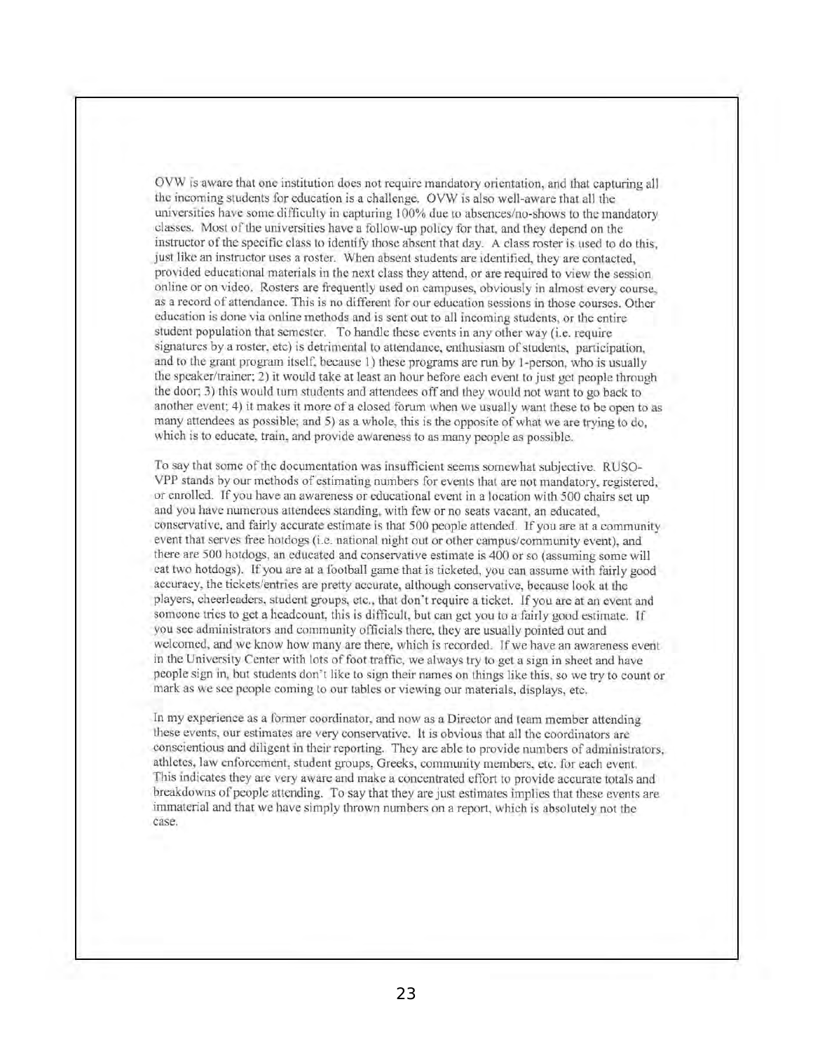OVW is aware that one institution does not require mandatory orientation, and that capturing all the incoming students for education is a challenge. OVW is also well-aware that all the universities have some difficulty in capturing 100% due to absences/no-shows to the mandatory classes. Most of the universities have a follow-up policy for that, and they depend on the instructor of the specific class to identify those absent that day. A class roster is used to do this, just like an instructor uses a roster. When absent students are identified, they are contacted, provided educational materials in the next class they attend, or are required to view the session online or on video. Rosters are frequently used on campuses, obviously in almost every course, as a record of attendance. This is no different for our education sessions in those courses. Other education is done via online methods and is sent out to all incoming students, or the entire student population that semester. To handle these events in any other way (i.e. require signatures by a roster, etc) is detrimental to attendance, enthusiasm of students, participation, and to the grant program itself, because 1) these programs are run by 1-person, who is usually the speaker/trainer; 2) it would take at least an hour before each event to just get people through the door; 3) this would turn students and attendees off and they would not want to go back to another event; 4) it makes it more of a closed forum when we usually want these to be open to as many attendees as possible; and 5) as a whole, this is the opposite of what we are trying to do, which is to educate, train, and provide awareness to as many people as possible.

To say that some of the documentation was insufficient seems somewhat subjective. RUSO-VPP stands by our methods of estimating numbers for events that are not mandatory, registered, or enrolled. If you have an awareness or educational event in a location with 500 chairs set up and you have numerous attendees standing, with few or no seats vacant, an educated, conservative, and fairly accurate estimate is that 500 people attended. If you are at a community event that serves free hotdogs (i.e. national night out or other campus/community event), and there are 500 hotdogs, an educated and conservative estimate is 400 or so (assuming some will eat two hotdogs). If you are at a football game that is ticketed, you can assume with fairly good accuracy, the tickets/entries are pretty accurate, although conservative, because look at the players, cheerleaders, student groups, etc., that don't require a ticket. If you are at an event and someone tries to get a headcount, this is difficult, but can get you to a fairly good estimate. If you see administrators and community officials there, they are usually pointed out and welcomed, and we know how many are there, which is recorded. If we have an awareness event in the University Center with lots of foot traffic, we always try to get a sign in sheet and have people sign in, but students don't like to sign their names on things like this, so we try to count or mark as we see people coming to our tables or viewing our materials, displays, etc.

In my experience as a former coordinator, and now as a Director and team member attending these events, our estimates are very conservative. It is obvious that all the coordinators are conscientious and diligent in their reporting. They are able to provide numbers of administrators, athletes, law enforcement, student groups, Greeks, community members, etc. for each event. This indicates they are very aware and make a concentrated effort to provide accurate totals and breakdowns of people attending. To say that they are just estimates implies that these events are immaterial and that we have simply thrown numbers on a report, which is absolutely not the case.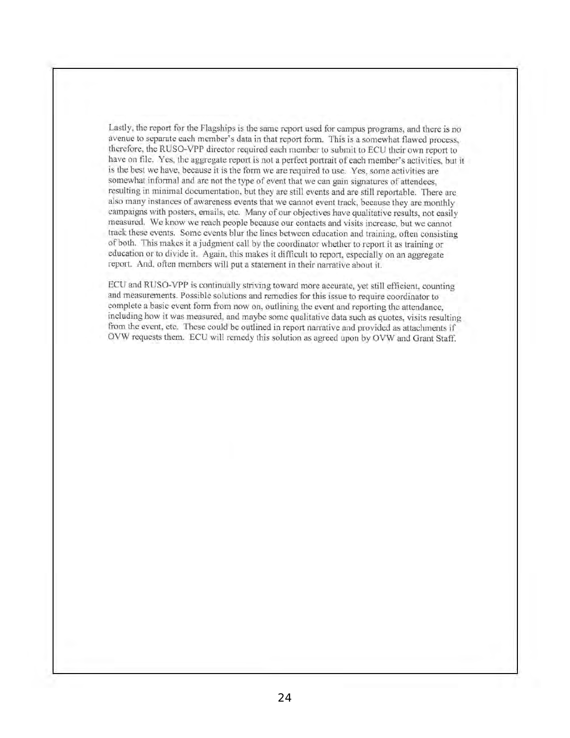Lastly, the report for the Flagships is the same report used for campus programs, and there is no avenue to separate each member's data in that report form. This is a somewhat flawed process, therefore, the RUSO-VPP director required each member to submit to ECU their own report to have on file. Yes, the aggregate report is not a perfect portrait of each member's activities, but it is the best we have, because it is the form we are required to use. Yes, some activities are somewhat informal and are not the type of event that we can gain signatures of attendees, resulting in minimal documentation, but they are still events and are still reportable. There are also many instances of awareness events that we cannot event track, because they are monthly campaigns with posters, emails, etc. Many of our objectives have qualitative results, not easily measured. We know we reach people because our contacts and visits increase, but we cannot track these events. Some events blur the lines between education and training, often consisting of both. This makes it a judgment call by the coordinator whether to report it as training or education or to divide it. Again, this makes it difficult to report, especially on an aggregate report. And, often members will put a statement in their narrative about it.

ECU and RUSO-VPP is continually striving toward more accurate, yet still efficient, counting and measurements. Possible solutions and remedies for this issue to require coordinator to complete a basic event form from now on, outlining the event and reporting the attendance, including how it was measured, and maybe some qualitative data such as quotes, visits resulting from the event, etc. These could be outlined in report narrative and provided as attachments if OVW requests them. ECU will remedy this solution as agreed upon by OVW and Grant Staff.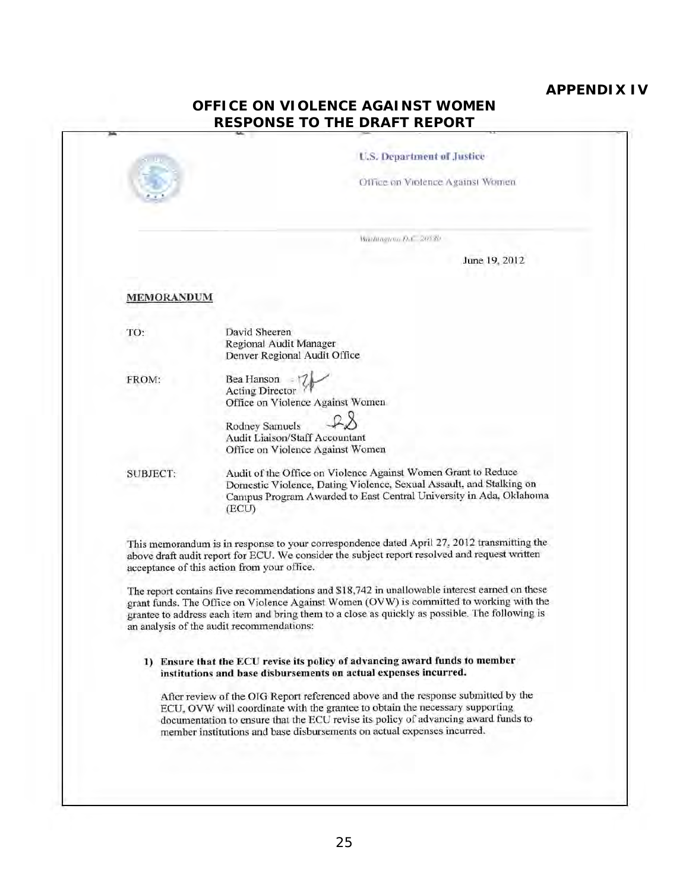**APPENDIX IV**

## OFFICE ON VIOLENCE AGAINST WOMEN RESPONSE TO THE DRAFT REPORT

U.S. Department of Justice

Office on Violence Against Women

Washington, D.C. 20530

June 19, 2012

**MEMORANDUM**

TO: David Sheeren
Regional Audit Manager
Denver Regional Audit Office

FROM: Bea Hanson
Acting Director
Office on Violence Against Women

Rodney Samuels
Audit Liaison/Staff Accountant
Office on Violence Against Women

SUBJECT: Audit of the Office on Violence Against Women Grant to Reduce Domestic Violence, Dating Violence, Sexual Assault, and Stalking on Campus Program Awarded to East Central University in Ada, Oklahoma (ECU)

This memorandum is in response to your correspondence dated April 27, 2012 transmitting the above draft audit report for ECU. We consider the subject report resolved and request written acceptance of this action from your office.

The report contains five recommendations and $18,742 in unallowable interest earned on these grant funds. The Office on Violence Against Women (OVW) is committed to working with the grantee to address each item and bring them to a close as quickly as possible. The following is an analysis of the audit recommendations:

1) **Ensure that the ECU revise its policy of advancing award funds to member institutions and base disbursements on actual expenses incurred.**

   After review of the OIG Report referenced above and the response submitted by the ECU, OVW will coordinate with the grantee to obtain the necessary supporting documentation to ensure that the ECU revise its policy of advancing award funds to member institutions and base disbursements on actual expenses incurred.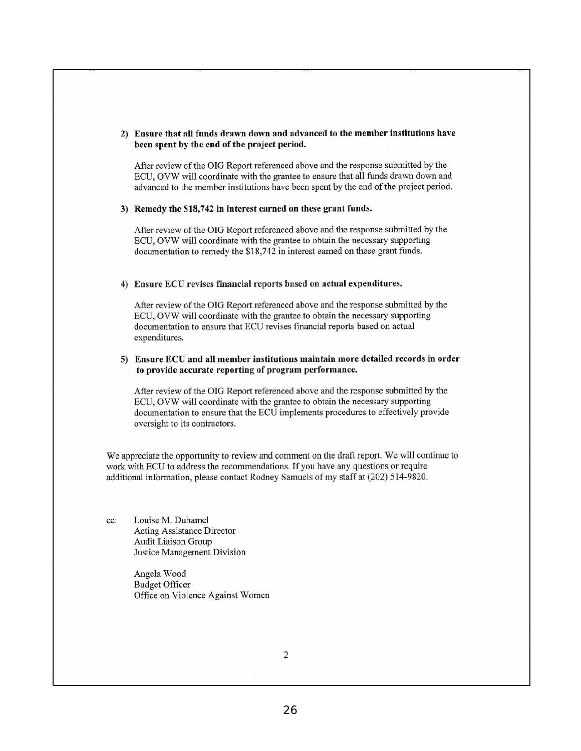2) **Ensure that all funds drawn down and advanced to the member institutions have been spent by the end of the project period.**

   After review of the OIG Report referenced above and the response submitted by the ECU, OVW will coordinate with the grantee to ensure that all funds drawn down and advanced to the member institutions have been spent by the end of the project period.

3) **Remedy the $18,742 in interest earned on these grant funds.**

   After review of the OIG Report referenced above and the response submitted by the ECU, OVW will coordinate with the grantee to obtain the necessary supporting documentation to remedy the $18,742 in interest earned on these grant funds.

4) **Ensure ECU revises financial reports based on actual expenditures.**

   After review of the OIG Report referenced above and the response submitted by the ECU, OVW will coordinate with the grantee to obtain the necessary supporting documentation to ensure that ECU revises financial reports based on actual expenditures.

5) **Ensure ECU and all member institutions maintain more detailed records in order to provide accurate reporting of program performance.**

   After review of the OIG Report referenced above and the response submitted by the ECU, OVW will coordinate with the grantee to obtain the necessary supporting documentation to ensure that the ECU implements procedures to effectively provide oversight to its contractors.

We appreciate the opportunity to review and comment on the draft report. We will continue to work with ECU to address the recommendations. If you have any questions or require additional information, please contact Rodney Samuels of my staff at (202) 514-9820.

cc: Louise M. Duhamel
Acting Assistance Director
Audit Liaison Group
Justice Management Division

Angela Wood
Budget Officer
Office on Violence Against Women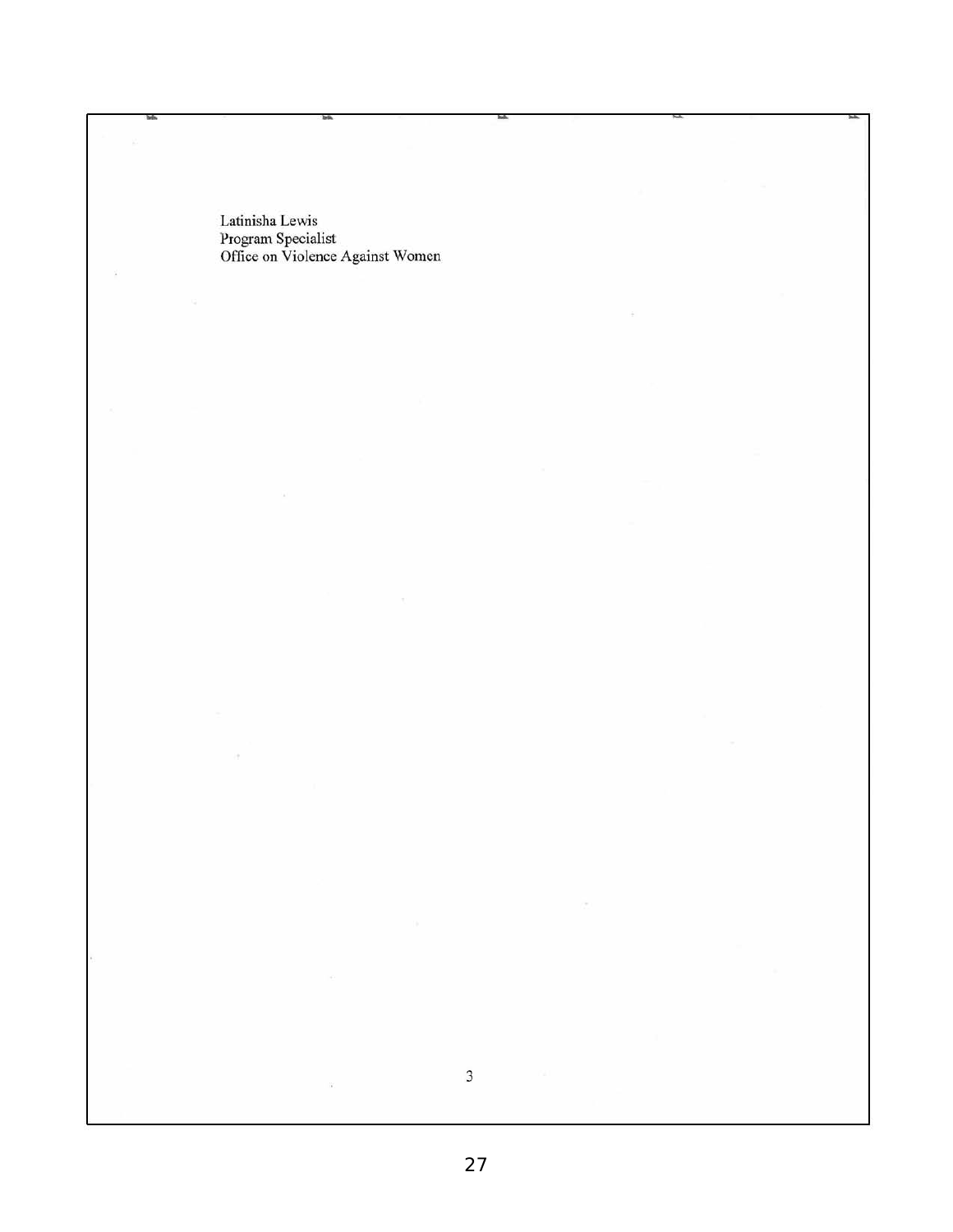Latinisha Lewis
Program Specialist
Office on Violence Against Women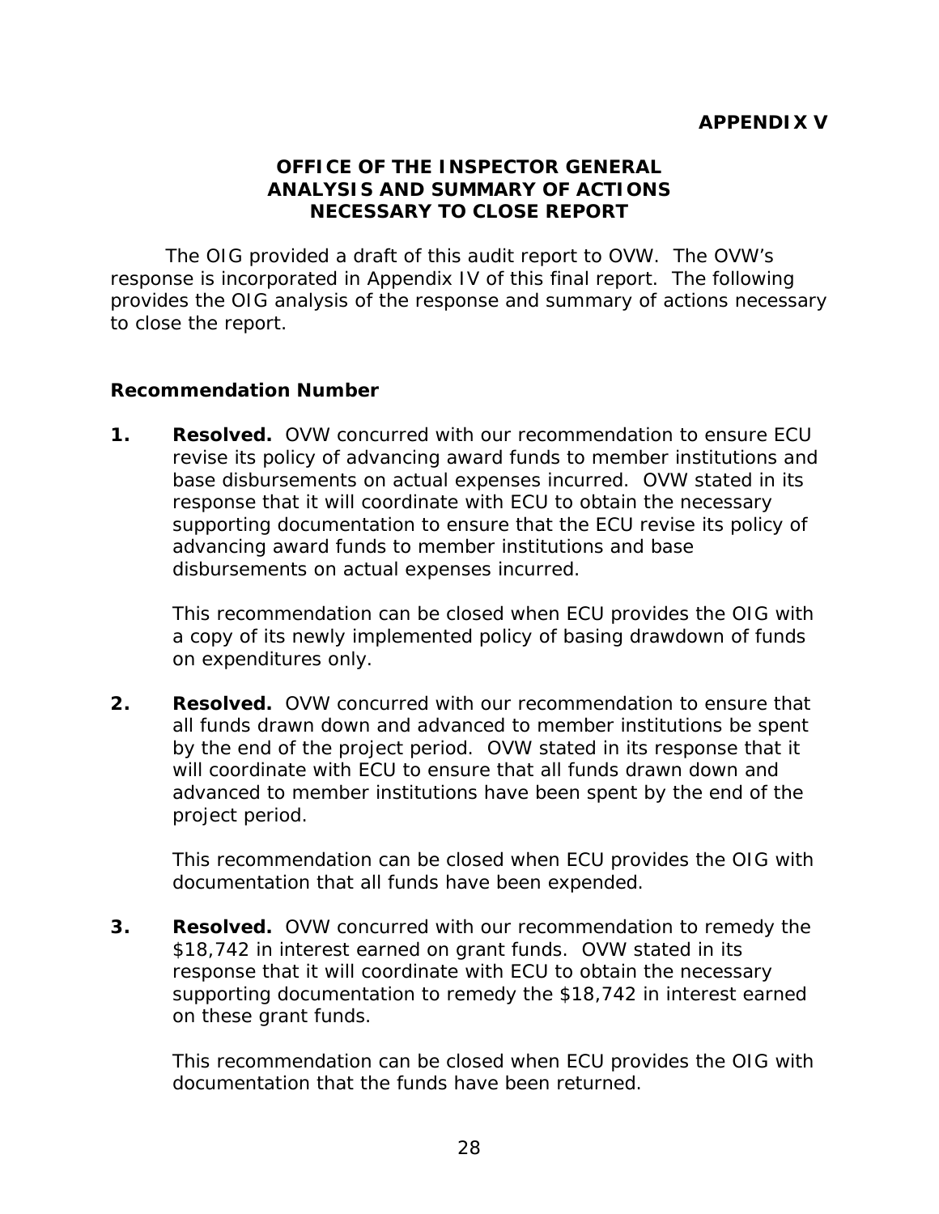**APPENDIX V**

## OFFICE OF THE INSPECTOR GENERAL ANALYSIS AND SUMMARY OF ACTIONS NECESSARY TO CLOSE REPORT

The OIG provided a draft of this audit report to OVW. The OVW's response is incorporated in Appendix IV of this final report. The following provides the OIG analysis of the response and summary of actions necessary to close the report.

**Recommendation Number**

1. **Resolved.** OVW concurred with our recommendation to ensure ECU revise its policy of advancing award funds to member institutions and base disbursements on actual expenses incurred. OVW stated in its response that it will coordinate with ECU to obtain the necessary supporting documentation to ensure that the ECU revise its policy of advancing award funds to member institutions and base disbursements on actual expenses incurred.

   This recommendation can be closed when ECU provides the OIG with a copy of its newly implemented policy of basing drawdown of funds on expenditures only.

2. **Resolved.** OVW concurred with our recommendation to ensure that all funds drawn down and advanced to member institutions be spent by the end of the project period. OVW stated in its response that it will coordinate with ECU to ensure that all funds drawn down and advanced to member institutions have been spent by the end of the project period.

   This recommendation can be closed when ECU provides the OIG with documentation that all funds have been expended.

3. **Resolved.** OVW concurred with our recommendation to remedy the $18,742 in interest earned on grant funds. OVW stated in its response that it will coordinate with ECU to obtain the necessary supporting documentation to remedy the $18,742 in interest earned on these grant funds.

   This recommendation can be closed when ECU provides the OIG with documentation that the funds have been returned.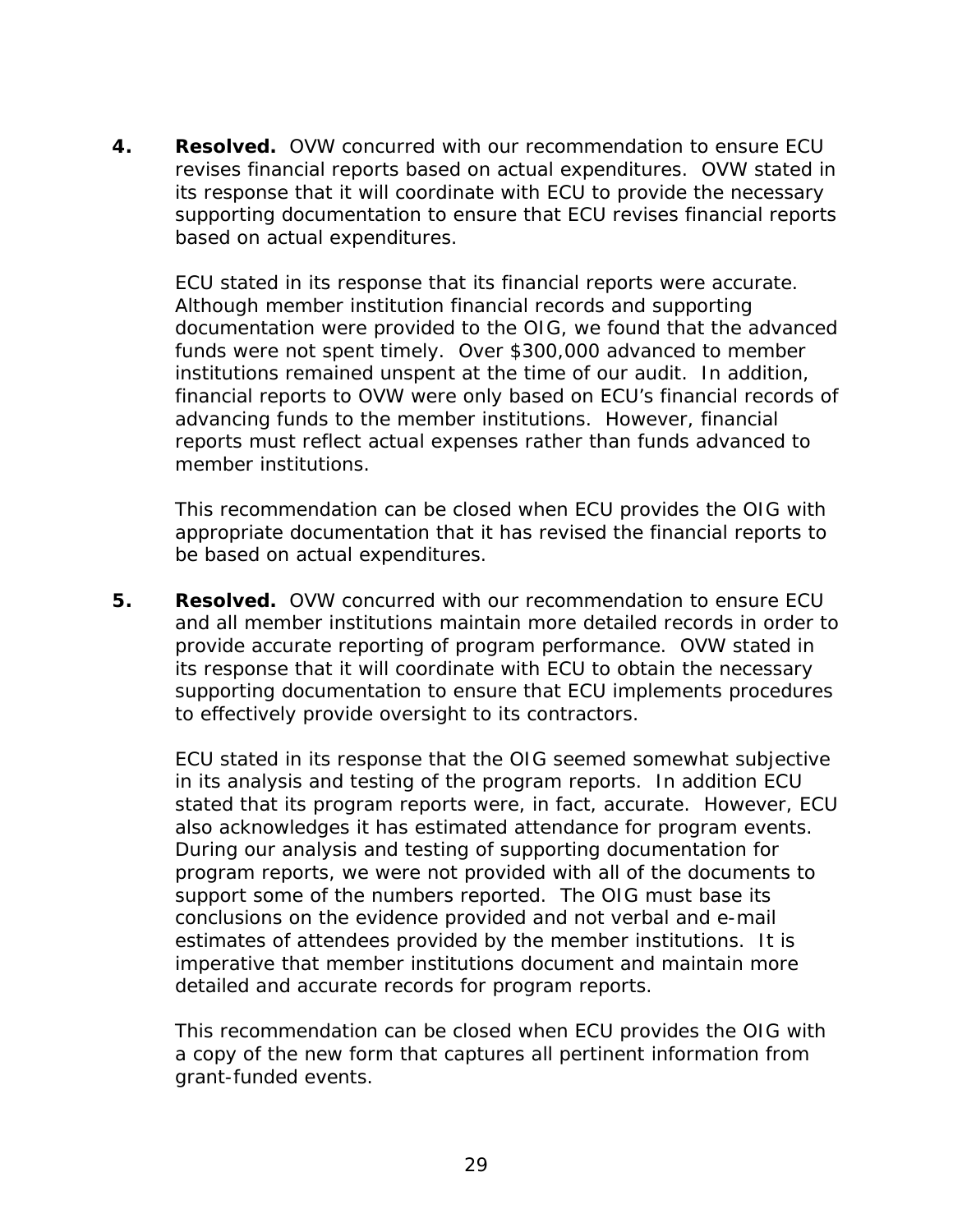4. **Resolved.** OVW concurred with our recommendation to ensure ECU revises financial reports based on actual expenditures. OVW stated in its response that it will coordinate with ECU to provide the necessary supporting documentation to ensure that ECU revises financial reports based on actual expenditures.

   ECU stated in its response that its financial reports were accurate. Although member institution financial records and supporting documentation were provided to the OIG, we found that the advanced funds were not spent timely. Over $300,000 advanced to member institutions remained unspent at the time of our audit. In addition, financial reports to OVW were only based on ECU's financial records of advancing funds to the member institutions. However, financial reports must reflect actual expenses rather than funds advanced to member institutions.

   This recommendation can be closed when ECU provides the OIG with appropriate documentation that it has revised the financial reports to be based on actual expenditures.

5. **Resolved.** OVW concurred with our recommendation to ensure ECU and all member institutions maintain more detailed records in order to provide accurate reporting of program performance. OVW stated in its response that it will coordinate with ECU to obtain the necessary supporting documentation to ensure that ECU implements procedures to effectively provide oversight to its contractors.

   ECU stated in its response that the OIG seemed somewhat subjective in its analysis and testing of the program reports. In addition ECU stated that its program reports were, in fact, accurate. However, ECU also acknowledges it has estimated attendance for program events. During our analysis and testing of supporting documentation for program reports, we were not provided with all of the documents to support some of the numbers reported. The OIG must base its conclusions on the evidence provided and not verbal and e-mail estimates of attendees provided by the member institutions. It is imperative that member institutions document and maintain more detailed and accurate records for program reports.

   This recommendation can be closed when ECU provides the OIG with a copy of the new form that captures all pertinent information from grant-funded events.